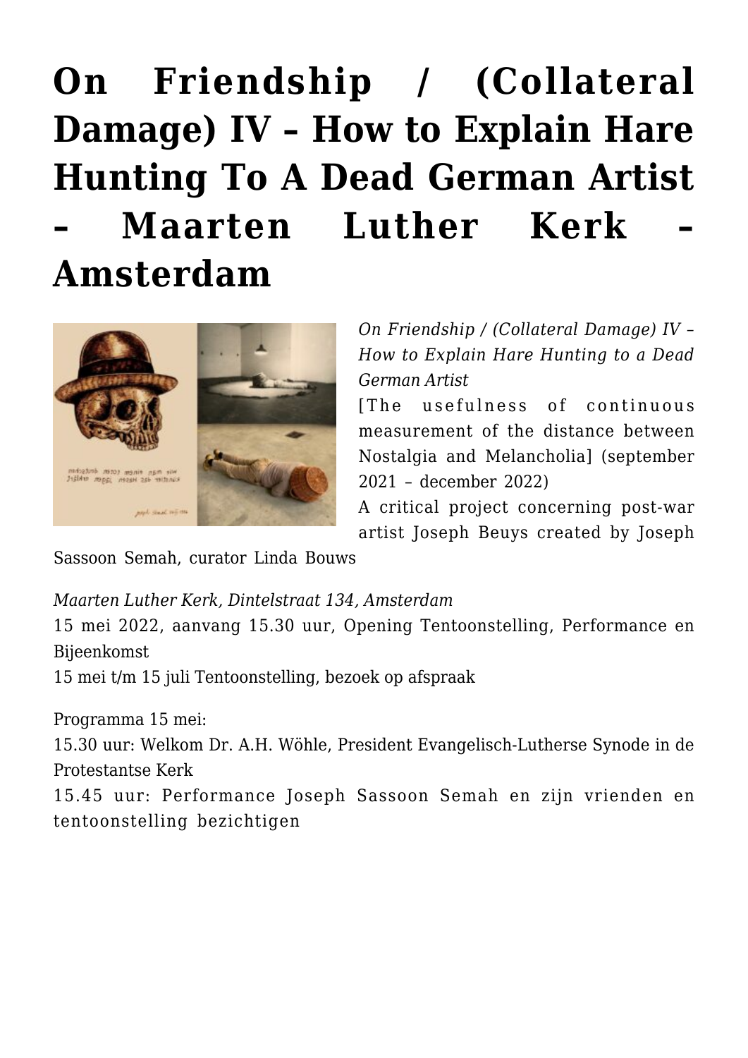# On Friendship / (Collateral Damage) IV – How to Explain Hare Hunting To A Dead German Artist – Maarten Luther Kerk – Amsterdam

*On Friendship / (Collateral Damage) IV – How to Explain Hare Hunting to a Dead German Artist*
[The usefulness of continuous measurement of the distance between Nostalgia and Melancholia] (september 2021 – december 2022)
A critical project concerning post-war artist Joseph Beuys created by Joseph Sassoon Semah, curator Linda Bouws

*Maarten Luther Kerk, Dintelstraat 134, Amsterdam*
15 mei 2022, aanvang 15.30 uur, Opening Tentoonstelling, Performance en Bijeenkomst
15 mei t/m 15 juli Tentoonstelling, bezoek op afspraak

Programma 15 mei:
15.30 uur: Welkom Dr. A.H. Wöhle, President Evangelisch-Lutherse Synode in de Protestantse Kerk
15.45 uur: Performance Joseph Sassoon Semah en zijn vrienden en tentoonstelling bezichtigen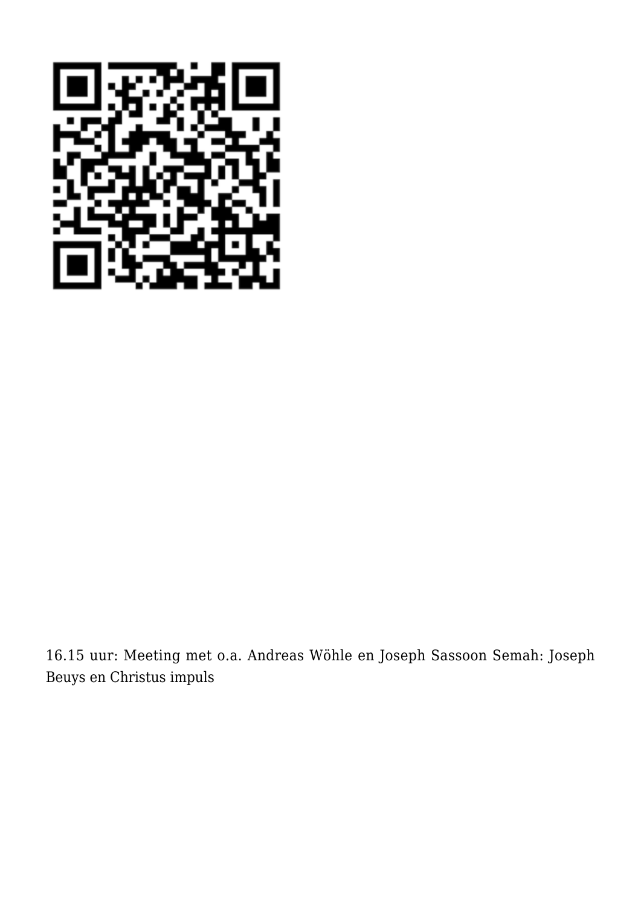16.15 uur: Meeting met o.a. Andreas Wöhle en Joseph Sassoon Semah: Joseph Beuys en Christus impuls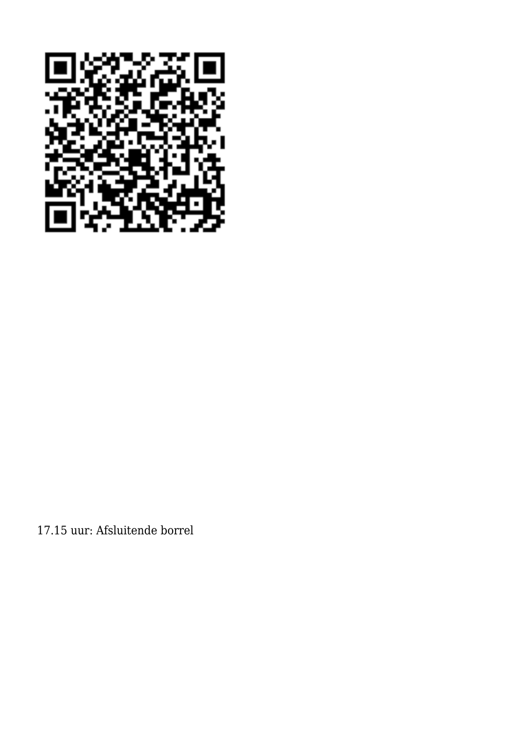17.15 uur: Afsluitende borrel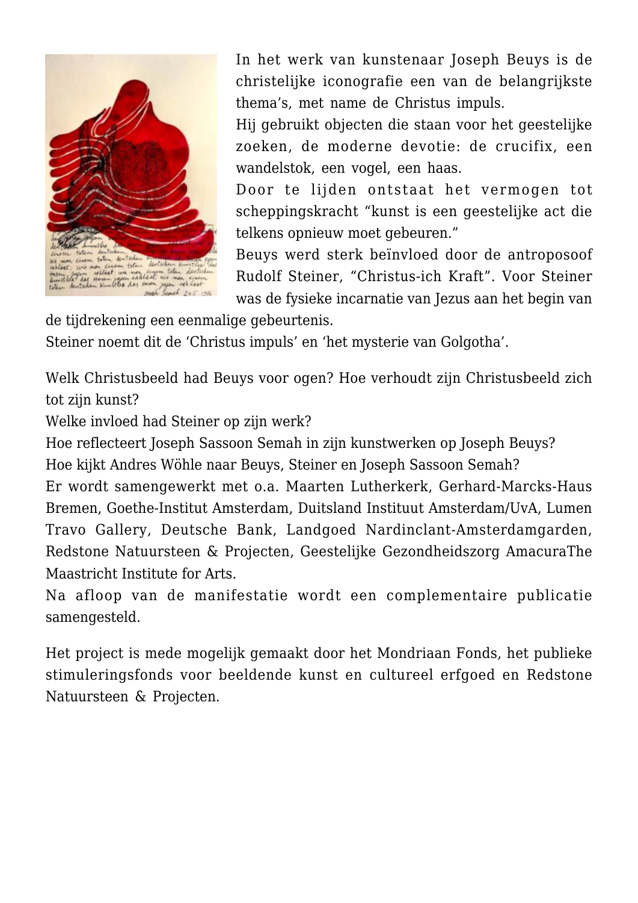In het werk van kunstenaar Joseph Beuys is de christelijke iconografie een van de belangrijkste thema's, met name de Christus impuls.
Hij gebruikt objecten die staan voor het geestelijke zoeken, de moderne devotie: de crucifix, een wandelstok, een vogel, een haas.
Door te lijden ontstaat het vermogen tot scheppingskracht "kunst is een geestelijke act die telkens opnieuw moet gebeuren."
Beuys werd sterk beïnvloed door de antroposoof Rudolf Steiner, "Christus-ich Kraft". Voor Steiner was de fysieke incarnatie van Jezus aan het begin van de tijdrekening een eenmalige gebeurtenis.
Steiner noemt dit de 'Christus impuls' en 'het mysterie van Golgotha'.

Welk Christusbeeld had Beuys voor ogen? Hoe verhoudt zijn Christusbeeld zich tot zijn kunst?
Welke invloed had Steiner op zijn werk?
Hoe reflecteert Joseph Sassoon Semah in zijn kunstwerken op Joseph Beuys?
Hoe kijkt Andres Wöhle naar Beuys, Steiner en Joseph Sassoon Semah?
Er wordt samengewerkt met o.a. Maarten Lutherkerk, Gerhard-Marcks-Haus Bremen, Goethe-Institut Amsterdam, Duitsland Instituut Amsterdam/UvA, Lumen Travo Gallery, Deutsche Bank, Landgoed Nardinclant-Amsterdamgarden, Redstone Natuursteen & Projecten, Geestelijke Gezondheidszorg AmacuraThe Maastricht Institute for Arts.
Na afloop van de manifestatie wordt een complementaire publicatie samengesteld.

Het project is mede mogelijk gemaakt door het Mondriaan Fonds, het publieke stimuleringsfonds voor beeldende kunst en cultureel erfgoed en Redstone Natuursteen & Projecten.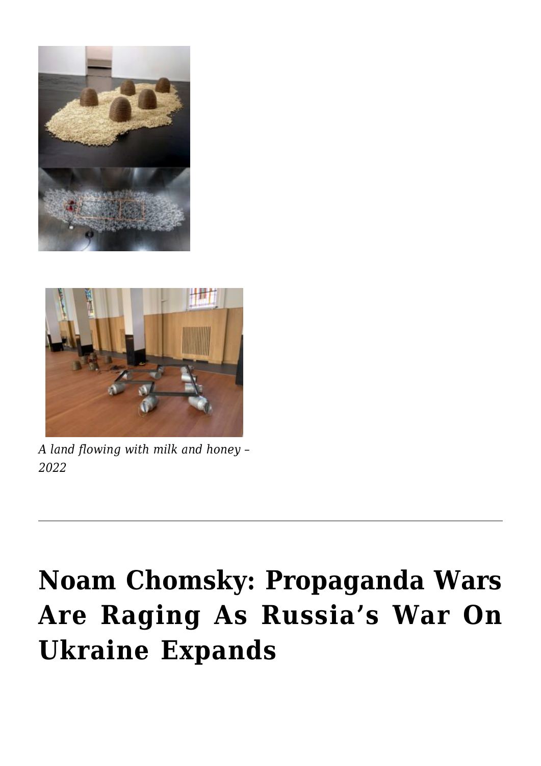*A land flowing with milk and honey – 2022*

---

# Noam Chomsky: Propaganda Wars Are Raging As Russia's War On Ukraine Expands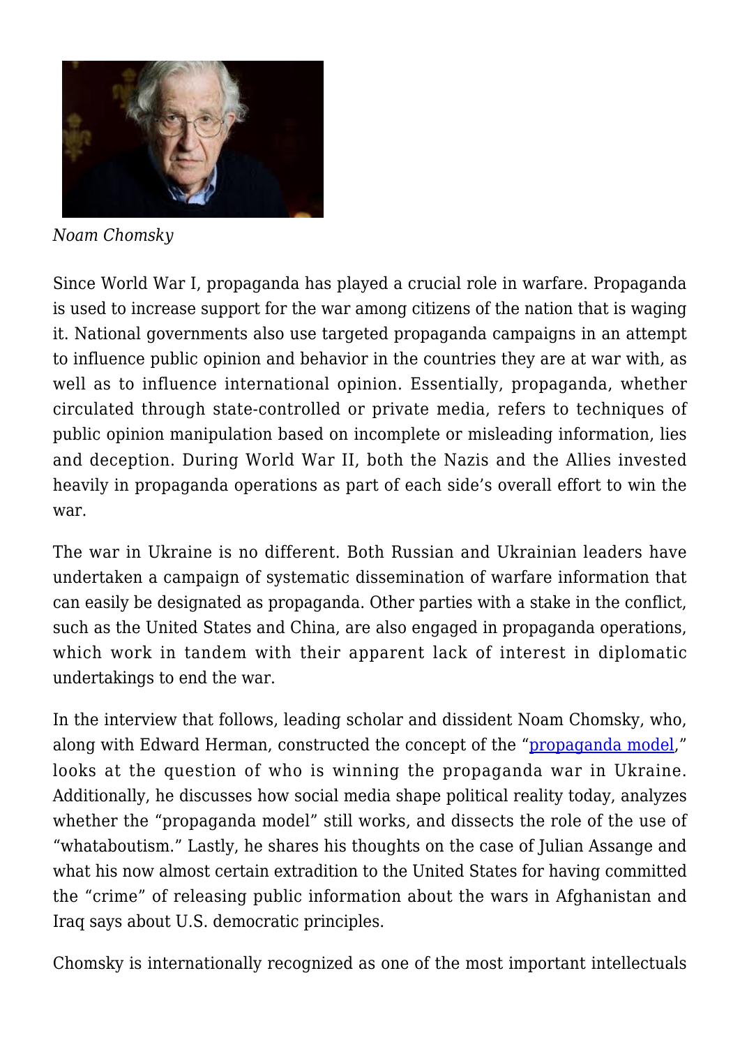*Noam Chomsky*

Since World War I, propaganda has played a crucial role in warfare. Propaganda is used to increase support for the war among citizens of the nation that is waging it. National governments also use targeted propaganda campaigns in an attempt to influence public opinion and behavior in the countries they are at war with, as well as to influence international opinion. Essentially, propaganda, whether circulated through state-controlled or private media, refers to techniques of public opinion manipulation based on incomplete or misleading information, lies and deception. During World War II, both the Nazis and the Allies invested heavily in propaganda operations as part of each side's overall effort to win the war.

The war in Ukraine is no different. Both Russian and Ukrainian leaders have undertaken a campaign of systematic dissemination of warfare information that can easily be designated as propaganda. Other parties with a stake in the conflict, such as the United States and China, are also engaged in propaganda operations, which work in tandem with their apparent lack of interest in diplomatic undertakings to end the war.

In the interview that follows, leading scholar and dissident Noam Chomsky, who, along with Edward Herman, constructed the concept of the "propaganda model," looks at the question of who is winning the propaganda war in Ukraine. Additionally, he discusses how social media shape political reality today, analyzes whether the "propaganda model" still works, and dissects the role of the use of "whataboutism." Lastly, he shares his thoughts on the case of Julian Assange and what his now almost certain extradition to the United States for having committed the "crime" of releasing public information about the wars in Afghanistan and Iraq says about U.S. democratic principles.

Chomsky is internationally recognized as one of the most important intellectuals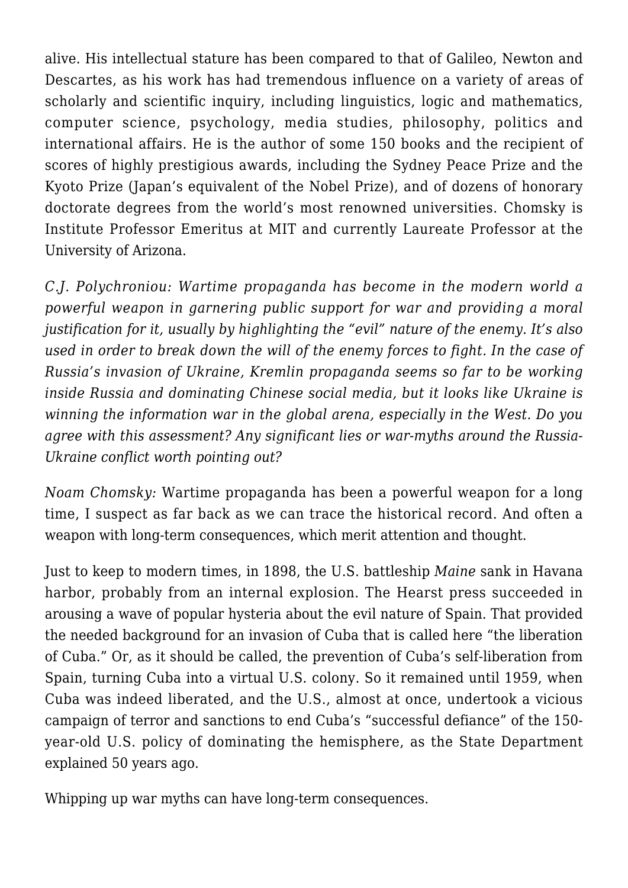alive. His intellectual stature has been compared to that of Galileo, Newton and Descartes, as his work has had tremendous influence on a variety of areas of scholarly and scientific inquiry, including linguistics, logic and mathematics, computer science, psychology, media studies, philosophy, politics and international affairs. He is the author of some 150 books and the recipient of scores of highly prestigious awards, including the Sydney Peace Prize and the Kyoto Prize (Japan's equivalent of the Nobel Prize), and of dozens of honorary doctorate degrees from the world's most renowned universities. Chomsky is Institute Professor Emeritus at MIT and currently Laureate Professor at the University of Arizona.

*C.J. Polychroniou: Wartime propaganda has become in the modern world a powerful weapon in garnering public support for war and providing a moral justification for it, usually by highlighting the "evil" nature of the enemy. It's also used in order to break down the will of the enemy forces to fight. In the case of Russia's invasion of Ukraine, Kremlin propaganda seems so far to be working inside Russia and dominating Chinese social media, but it looks like Ukraine is winning the information war in the global arena, especially in the West. Do you agree with this assessment? Any significant lies or war-myths around the Russia-Ukraine conflict worth pointing out?*

*Noam Chomsky:* Wartime propaganda has been a powerful weapon for a long time, I suspect as far back as we can trace the historical record. And often a weapon with long-term consequences, which merit attention and thought.

Just to keep to modern times, in 1898, the U.S. battleship *Maine* sank in Havana harbor, probably from an internal explosion. The Hearst press succeeded in arousing a wave of popular hysteria about the evil nature of Spain. That provided the needed background for an invasion of Cuba that is called here "the liberation of Cuba." Or, as it should be called, the prevention of Cuba's self-liberation from Spain, turning Cuba into a virtual U.S. colony. So it remained until 1959, when Cuba was indeed liberated, and the U.S., almost at once, undertook a vicious campaign of terror and sanctions to end Cuba's "successful defiance" of the 150-year-old U.S. policy of dominating the hemisphere, as the State Department explained 50 years ago.

Whipping up war myths can have long-term consequences.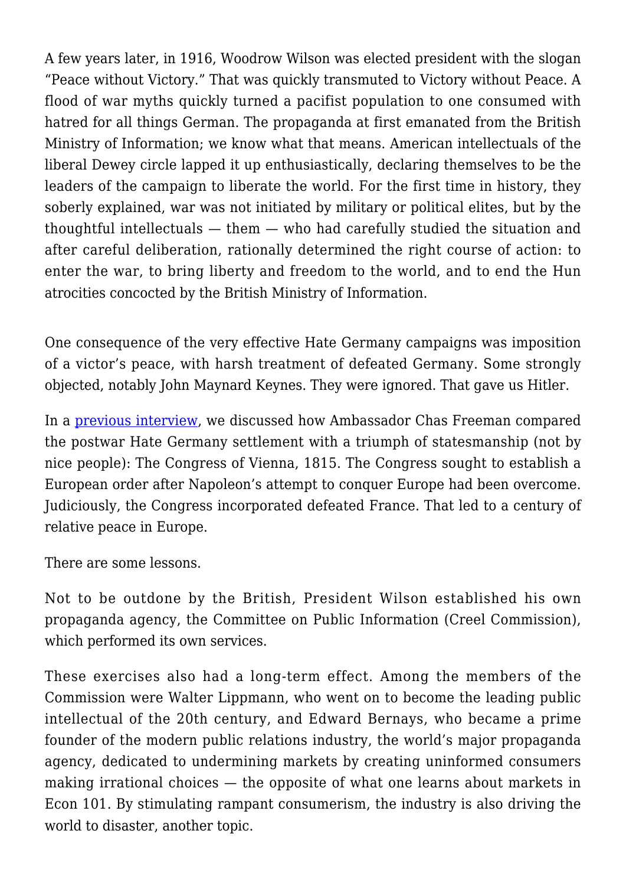A few years later, in 1916, Woodrow Wilson was elected president with the slogan "Peace without Victory." That was quickly transmuted to Victory without Peace. A flood of war myths quickly turned a pacifist population to one consumed with hatred for all things German. The propaganda at first emanated from the British Ministry of Information; we know what that means. American intellectuals of the liberal Dewey circle lapped it up enthusiastically, declaring themselves to be the leaders of the campaign to liberate the world. For the first time in history, they soberly explained, war was not initiated by military or political elites, but by the thoughtful intellectuals — them — who had carefully studied the situation and after careful deliberation, rationally determined the right course of action: to enter the war, to bring liberty and freedom to the world, and to end the Hun atrocities concocted by the British Ministry of Information.

One consequence of the very effective Hate Germany campaigns was imposition of a victor's peace, with harsh treatment of defeated Germany. Some strongly objected, notably John Maynard Keynes. They were ignored. That gave us Hitler.

In a [previous interview](), we discussed how Ambassador Chas Freeman compared the postwar Hate Germany settlement with a triumph of statesmanship (not by nice people): The Congress of Vienna, 1815. The Congress sought to establish a European order after Napoleon's attempt to conquer Europe had been overcome. Judiciously, the Congress incorporated defeated France. That led to a century of relative peace in Europe.

There are some lessons.

Not to be outdone by the British, President Wilson established his own propaganda agency, the Committee on Public Information (Creel Commission), which performed its own services.

These exercises also had a long-term effect. Among the members of the Commission were Walter Lippmann, who went on to become the leading public intellectual of the 20th century, and Edward Bernays, who became a prime founder of the modern public relations industry, the world's major propaganda agency, dedicated to undermining markets by creating uninformed consumers making irrational choices — the opposite of what one learns about markets in Econ 101. By stimulating rampant consumerism, the industry is also driving the world to disaster, another topic.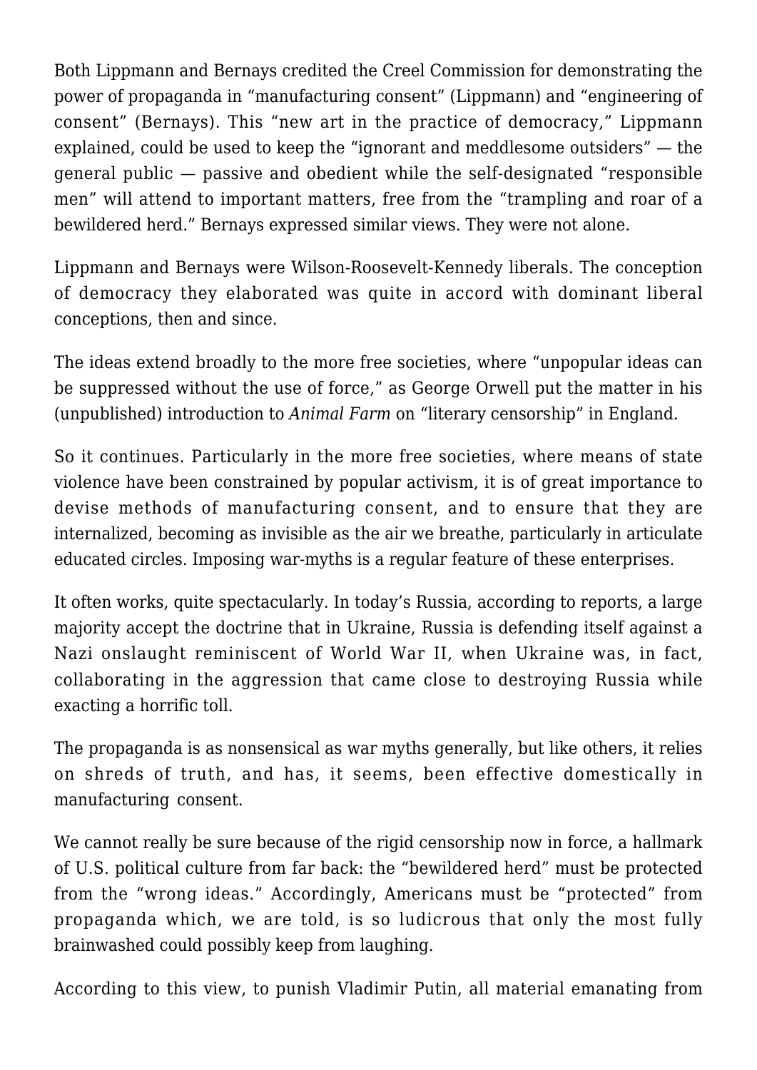Both Lippmann and Bernays credited the Creel Commission for demonstrating the power of propaganda in "manufacturing consent" (Lippmann) and "engineering of consent" (Bernays). This "new art in the practice of democracy," Lippmann explained, could be used to keep the "ignorant and meddlesome outsiders" — the general public — passive and obedient while the self-designated "responsible men" will attend to important matters, free from the "trampling and roar of a bewildered herd." Bernays expressed similar views. They were not alone.

Lippmann and Bernays were Wilson-Roosevelt-Kennedy liberals. The conception of democracy they elaborated was quite in accord with dominant liberal conceptions, then and since.

The ideas extend broadly to the more free societies, where "unpopular ideas can be suppressed without the use of force," as George Orwell put the matter in his (unpublished) introduction to *Animal Farm* on "literary censorship" in England.

So it continues. Particularly in the more free societies, where means of state violence have been constrained by popular activism, it is of great importance to devise methods of manufacturing consent, and to ensure that they are internalized, becoming as invisible as the air we breathe, particularly in articulate educated circles. Imposing war-myths is a regular feature of these enterprises.

It often works, quite spectacularly. In today's Russia, according to reports, a large majority accept the doctrine that in Ukraine, Russia is defending itself against a Nazi onslaught reminiscent of World War II, when Ukraine was, in fact, collaborating in the aggression that came close to destroying Russia while exacting a horrific toll.

The propaganda is as nonsensical as war myths generally, but like others, it relies on shreds of truth, and has, it seems, been effective domestically in manufacturing consent.

We cannot really be sure because of the rigid censorship now in force, a hallmark of U.S. political culture from far back: the "bewildered herd" must be protected from the "wrong ideas." Accordingly, Americans must be "protected" from propaganda which, we are told, is so ludicrous that only the most fully brainwashed could possibly keep from laughing.

According to this view, to punish Vladimir Putin, all material emanating from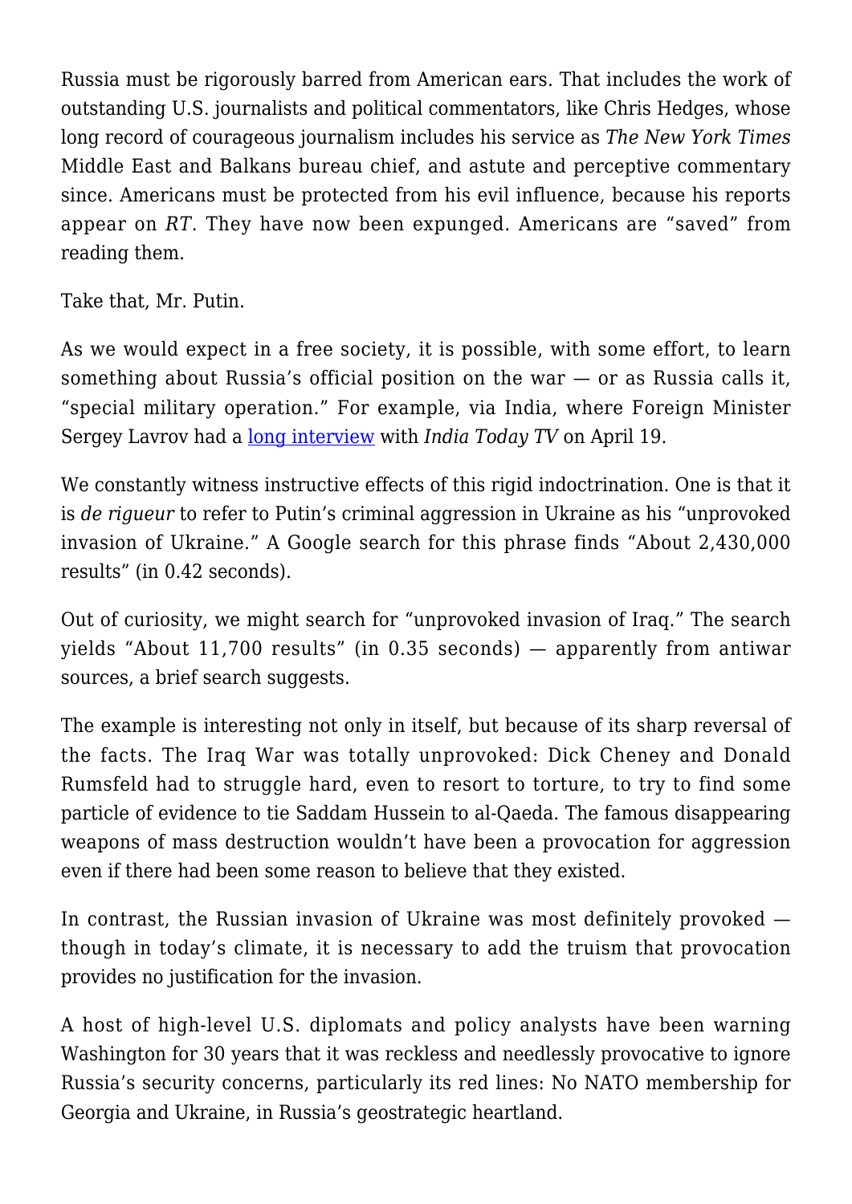Russia must be rigorously barred from American ears. That includes the work of outstanding U.S. journalists and political commentators, like Chris Hedges, whose long record of courageous journalism includes his service as *The New York Times* Middle East and Balkans bureau chief, and astute and perceptive commentary since. Americans must be protected from his evil influence, because his reports appear on *RT*. They have now been expunged. Americans are "saved" from reading them.

Take that, Mr. Putin.

As we would expect in a free society, it is possible, with some effort, to learn something about Russia's official position on the war — or as Russia calls it, "special military operation." For example, via India, where Foreign Minister Sergey Lavrov had a long interview with *India Today TV* on April 19.

We constantly witness instructive effects of this rigid indoctrination. One is that it is *de rigueur* to refer to Putin's criminal aggression in Ukraine as his "unprovoked invasion of Ukraine." A Google search for this phrase finds "About 2,430,000 results" (in 0.42 seconds).

Out of curiosity, we might search for "unprovoked invasion of Iraq." The search yields "About 11,700 results" (in 0.35 seconds) — apparently from antiwar sources, a brief search suggests.

The example is interesting not only in itself, but because of its sharp reversal of the facts. The Iraq War was totally unprovoked: Dick Cheney and Donald Rumsfeld had to struggle hard, even to resort to torture, to try to find some particle of evidence to tie Saddam Hussein to al-Qaeda. The famous disappearing weapons of mass destruction wouldn't have been a provocation for aggression even if there had been some reason to believe that they existed.

In contrast, the Russian invasion of Ukraine was most definitely provoked — though in today's climate, it is necessary to add the truism that provocation provides no justification for the invasion.

A host of high-level U.S. diplomats and policy analysts have been warning Washington for 30 years that it was reckless and needlessly provocative to ignore Russia's security concerns, particularly its red lines: No NATO membership for Georgia and Ukraine, in Russia's geostrategic heartland.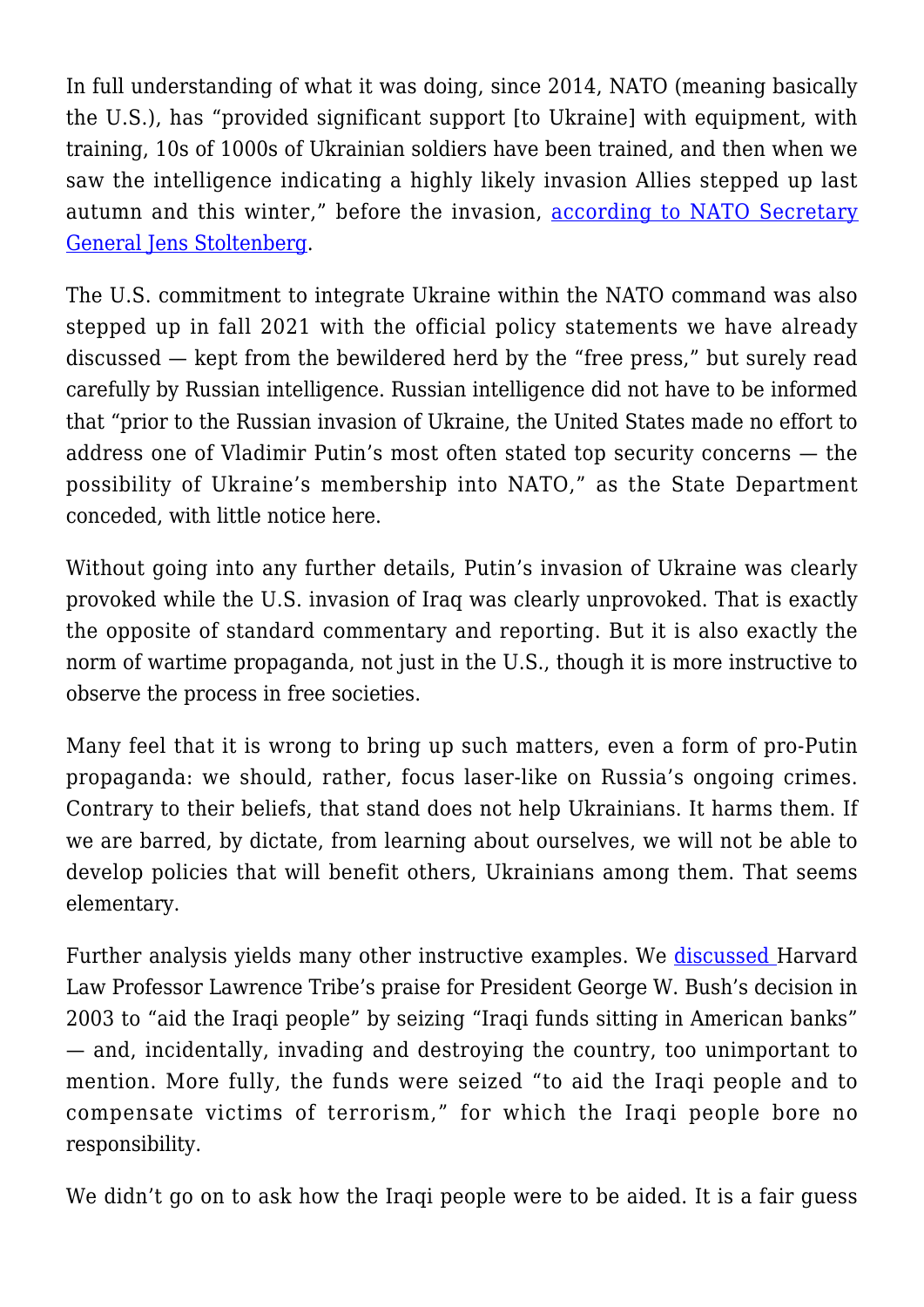In full understanding of what it was doing, since 2014, NATO (meaning basically the U.S.), has "provided significant support [to Ukraine] with equipment, with training, 10s of 1000s of Ukrainian soldiers have been trained, and then when we saw the intelligence indicating a highly likely invasion Allies stepped up last autumn and this winter," before the invasion, [according to NATO Secretary General Jens Stoltenberg](#).

The U.S. commitment to integrate Ukraine within the NATO command was also stepped up in fall 2021 with the official policy statements we have already discussed — kept from the bewildered herd by the "free press," but surely read carefully by Russian intelligence. Russian intelligence did not have to be informed that "prior to the Russian invasion of Ukraine, the United States made no effort to address one of Vladimir Putin's most often stated top security concerns — the possibility of Ukraine's membership into NATO," as the State Department conceded, with little notice here.

Without going into any further details, Putin's invasion of Ukraine was clearly provoked while the U.S. invasion of Iraq was clearly unprovoked. That is exactly the opposite of standard commentary and reporting. But it is also exactly the norm of wartime propaganda, not just in the U.S., though it is more instructive to observe the process in free societies.

Many feel that it is wrong to bring up such matters, even a form of pro-Putin propaganda: we should, rather, focus laser-like on Russia's ongoing crimes. Contrary to their beliefs, that stand does not help Ukrainians. It harms them. If we are barred, by dictate, from learning about ourselves, we will not be able to develop policies that will benefit others, Ukrainians among them. That seems elementary.

Further analysis yields many other instructive examples. We [discussed](#) Harvard Law Professor Lawrence Tribe's praise for President George W. Bush's decision in 2003 to "aid the Iraqi people" by seizing "Iraqi funds sitting in American banks" — and, incidentally, invading and destroying the country, too unimportant to mention. More fully, the funds were seized "to aid the Iraqi people and to compensate victims of terrorism," for which the Iraqi people bore no responsibility.

We didn't go on to ask how the Iraqi people were to be aided. It is a fair guess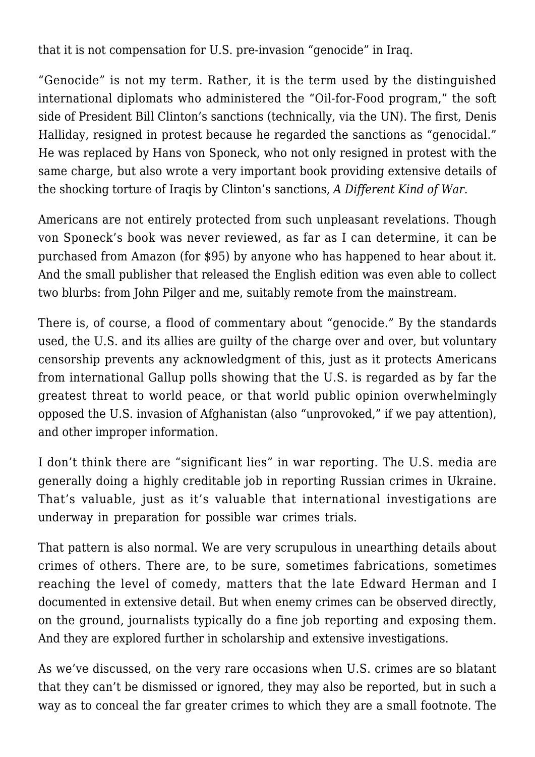that it is not compensation for U.S. pre-invasion "genocide" in Iraq.

"Genocide" is not my term. Rather, it is the term used by the distinguished international diplomats who administered the "Oil-for-Food program," the soft side of President Bill Clinton's sanctions (technically, via the UN). The first, Denis Halliday, resigned in protest because he regarded the sanctions as "genocidal." He was replaced by Hans von Sponeck, who not only resigned in protest with the same charge, but also wrote a very important book providing extensive details of the shocking torture of Iraqis by Clinton's sanctions, *A Different Kind of War*.

Americans are not entirely protected from such unpleasant revelations. Though von Sponeck's book was never reviewed, as far as I can determine, it can be purchased from Amazon (for $95) by anyone who has happened to hear about it. And the small publisher that released the English edition was even able to collect two blurbs: from John Pilger and me, suitably remote from the mainstream.

There is, of course, a flood of commentary about "genocide." By the standards used, the U.S. and its allies are guilty of the charge over and over, but voluntary censorship prevents any acknowledgment of this, just as it protects Americans from international Gallup polls showing that the U.S. is regarded as by far the greatest threat to world peace, or that world public opinion overwhelmingly opposed the U.S. invasion of Afghanistan (also "unprovoked," if we pay attention), and other improper information.

I don't think there are "significant lies" in war reporting. The U.S. media are generally doing a highly creditable job in reporting Russian crimes in Ukraine. That's valuable, just as it's valuable that international investigations are underway in preparation for possible war crimes trials.

That pattern is also normal. We are very scrupulous in unearthing details about crimes of others. There are, to be sure, sometimes fabrications, sometimes reaching the level of comedy, matters that the late Edward Herman and I documented in extensive detail. But when enemy crimes can be observed directly, on the ground, journalists typically do a fine job reporting and exposing them. And they are explored further in scholarship and extensive investigations.

As we've discussed, on the very rare occasions when U.S. crimes are so blatant that they can't be dismissed or ignored, they may also be reported, but in such a way as to conceal the far greater crimes to which they are a small footnote. The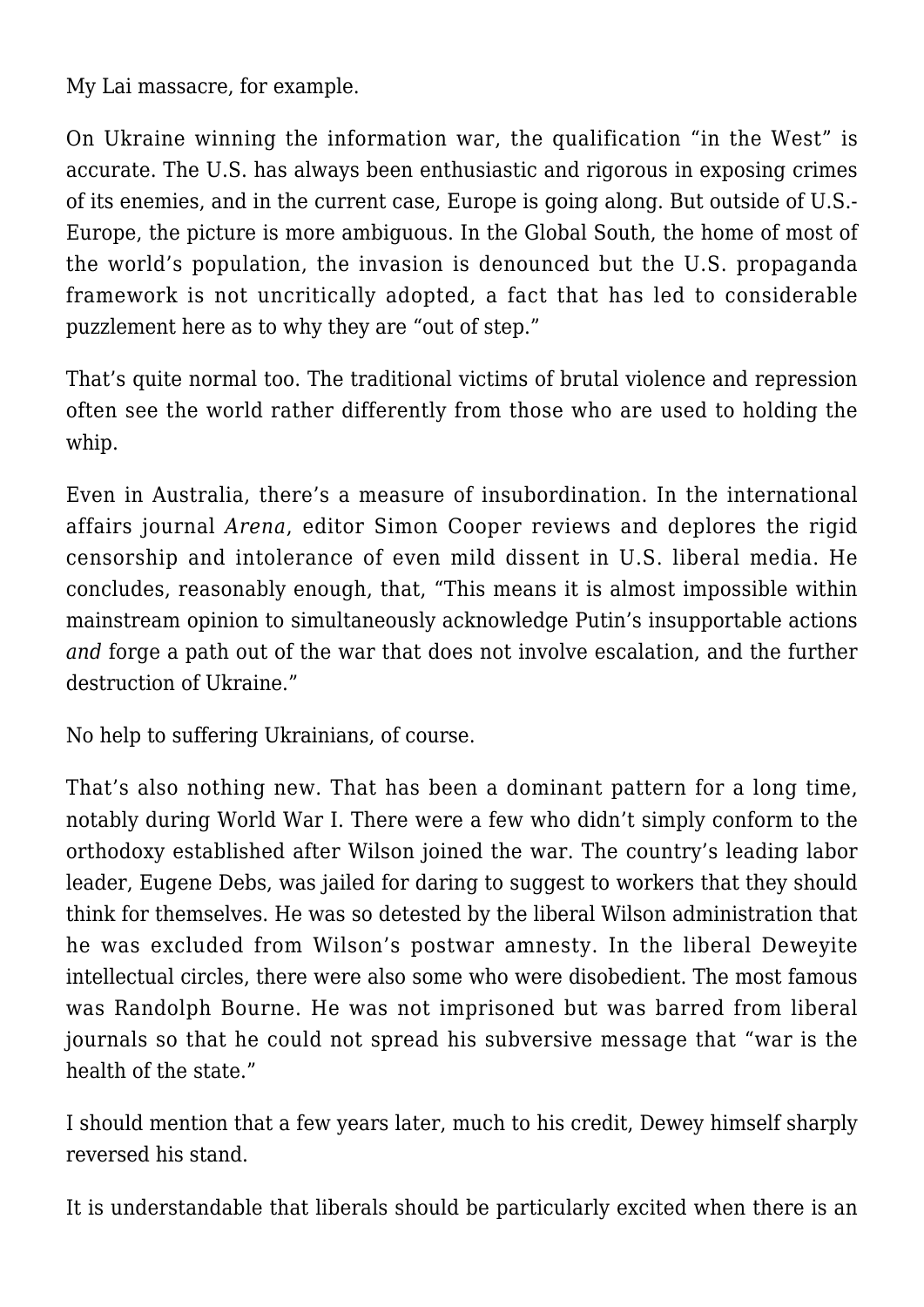My Lai massacre, for example.

On Ukraine winning the information war, the qualification "in the West" is accurate. The U.S. has always been enthusiastic and rigorous in exposing crimes of its enemies, and in the current case, Europe is going along. But outside of U.S.-Europe, the picture is more ambiguous. In the Global South, the home of most of the world's population, the invasion is denounced but the U.S. propaganda framework is not uncritically adopted, a fact that has led to considerable puzzlement here as to why they are "out of step."

That's quite normal too. The traditional victims of brutal violence and repression often see the world rather differently from those who are used to holding the whip.

Even in Australia, there's a measure of insubordination. In the international affairs journal *Arena*, editor Simon Cooper reviews and deplores the rigid censorship and intolerance of even mild dissent in U.S. liberal media. He concludes, reasonably enough, that, "This means it is almost impossible within mainstream opinion to simultaneously acknowledge Putin's insupportable actions *and* forge a path out of the war that does not involve escalation, and the further destruction of Ukraine."

No help to suffering Ukrainians, of course.

That's also nothing new. That has been a dominant pattern for a long time, notably during World War I. There were a few who didn't simply conform to the orthodoxy established after Wilson joined the war. The country's leading labor leader, Eugene Debs, was jailed for daring to suggest to workers that they should think for themselves. He was so detested by the liberal Wilson administration that he was excluded from Wilson's postwar amnesty. In the liberal Deweyite intellectual circles, there were also some who were disobedient. The most famous was Randolph Bourne. He was not imprisoned but was barred from liberal journals so that he could not spread his subversive message that "war is the health of the state."

I should mention that a few years later, much to his credit, Dewey himself sharply reversed his stand.

It is understandable that liberals should be particularly excited when there is an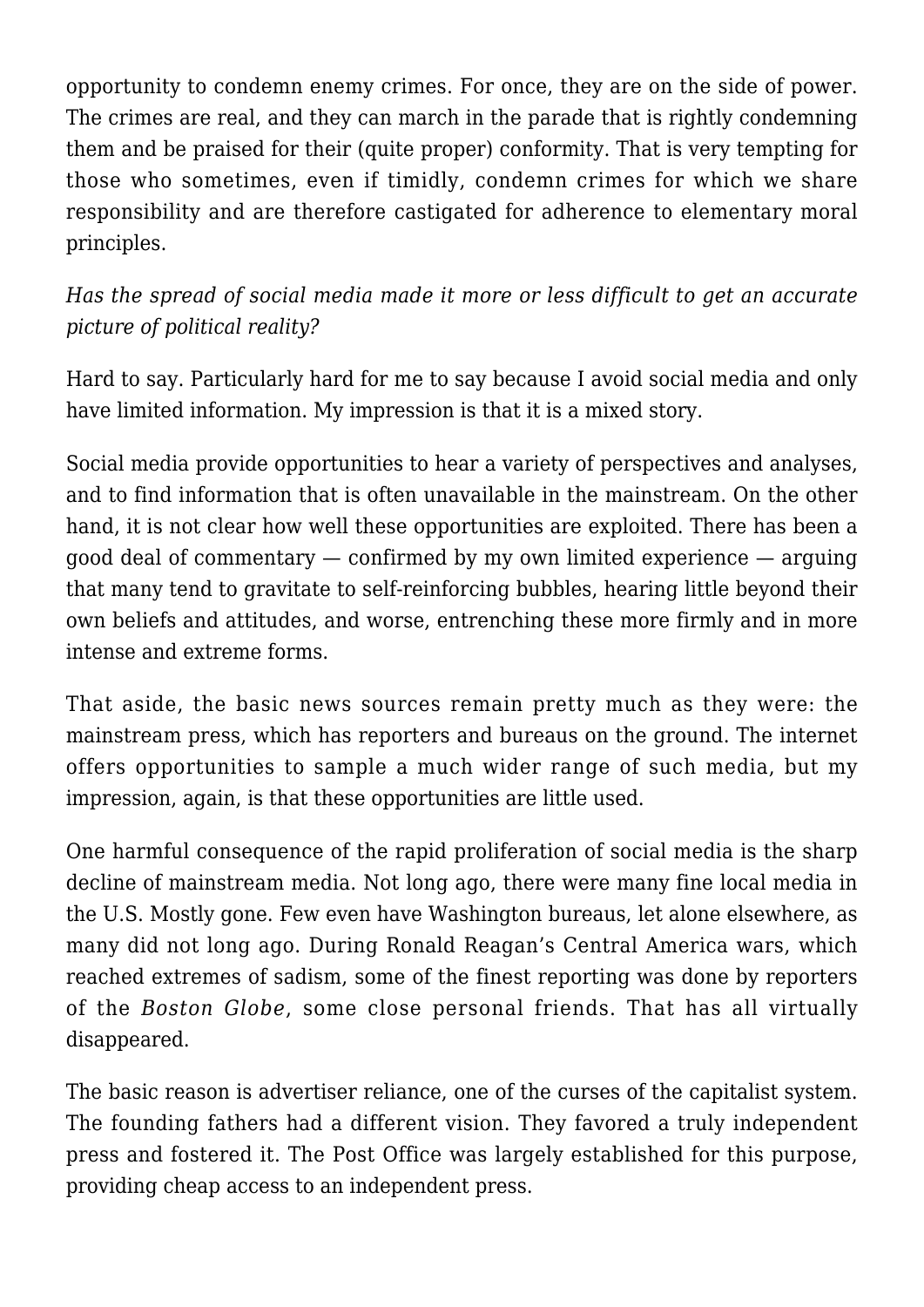opportunity to condemn enemy crimes. For once, they are on the side of power. The crimes are real, and they can march in the parade that is rightly condemning them and be praised for their (quite proper) conformity. That is very tempting for those who sometimes, even if timidly, condemn crimes for which we share responsibility and are therefore castigated for adherence to elementary moral principles.

*Has the spread of social media made it more or less difficult to get an accurate picture of political reality?*

Hard to say. Particularly hard for me to say because I avoid social media and only have limited information. My impression is that it is a mixed story.

Social media provide opportunities to hear a variety of perspectives and analyses, and to find information that is often unavailable in the mainstream. On the other hand, it is not clear how well these opportunities are exploited. There has been a good deal of commentary — confirmed by my own limited experience — arguing that many tend to gravitate to self-reinforcing bubbles, hearing little beyond their own beliefs and attitudes, and worse, entrenching these more firmly and in more intense and extreme forms.

That aside, the basic news sources remain pretty much as they were: the mainstream press, which has reporters and bureaus on the ground. The internet offers opportunities to sample a much wider range of such media, but my impression, again, is that these opportunities are little used.

One harmful consequence of the rapid proliferation of social media is the sharp decline of mainstream media. Not long ago, there were many fine local media in the U.S. Mostly gone. Few even have Washington bureaus, let alone elsewhere, as many did not long ago. During Ronald Reagan's Central America wars, which reached extremes of sadism, some of the finest reporting was done by reporters of the *Boston Globe*, some close personal friends. That has all virtually disappeared.

The basic reason is advertiser reliance, one of the curses of the capitalist system. The founding fathers had a different vision. They favored a truly independent press and fostered it. The Post Office was largely established for this purpose, providing cheap access to an independent press.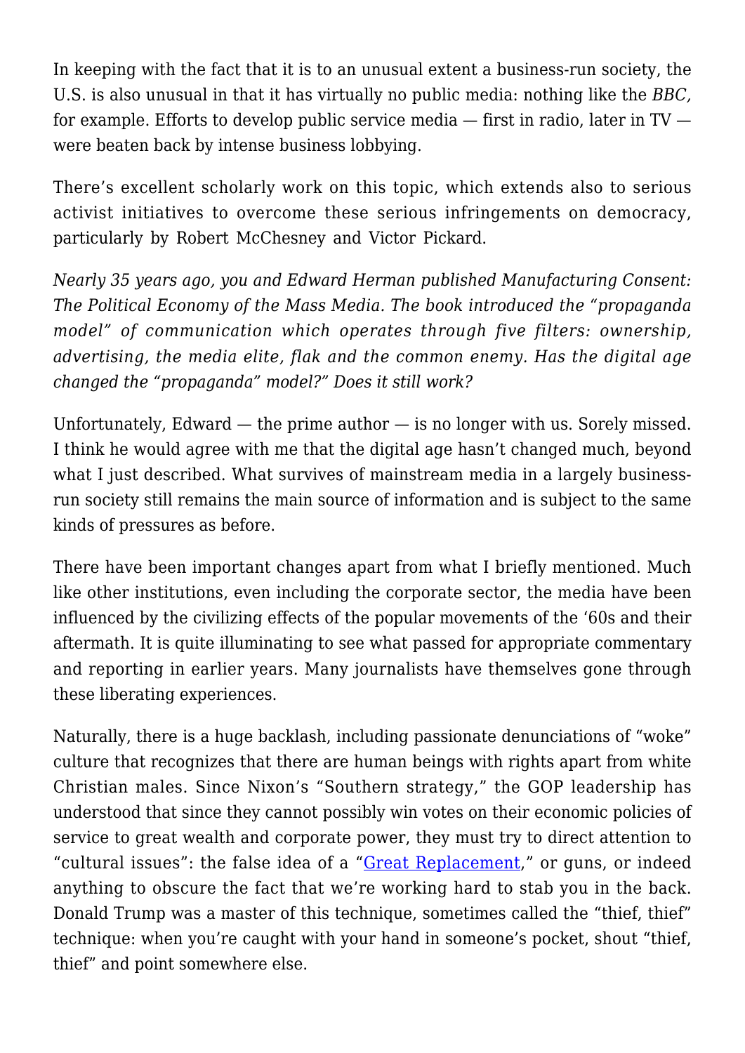In keeping with the fact that it is to an unusual extent a business-run society, the U.S. is also unusual in that it has virtually no public media: nothing like the *BBC,* for example. Efforts to develop public service media — first in radio, later in TV — were beaten back by intense business lobbying.

There's excellent scholarly work on this topic, which extends also to serious activist initiatives to overcome these serious infringements on democracy, particularly by Robert McChesney and Victor Pickard.

*Nearly 35 years ago, you and Edward Herman published Manufacturing Consent: The Political Economy of the Mass Media. The book introduced the "propaganda model" of communication which operates through five filters: ownership, advertising, the media elite, flak and the common enemy. Has the digital age changed the "propaganda" model?" Does it still work?*

Unfortunately, Edward — the prime author — is no longer with us. Sorely missed. I think he would agree with me that the digital age hasn't changed much, beyond what I just described. What survives of mainstream media in a largely business-run society still remains the main source of information and is subject to the same kinds of pressures as before.

There have been important changes apart from what I briefly mentioned. Much like other institutions, even including the corporate sector, the media have been influenced by the civilizing effects of the popular movements of the '60s and their aftermath. It is quite illuminating to see what passed for appropriate commentary and reporting in earlier years. Many journalists have themselves gone through these liberating experiences.

Naturally, there is a huge backlash, including passionate denunciations of "woke" culture that recognizes that there are human beings with rights apart from white Christian males. Since Nixon's "Southern strategy," the GOP leadership has understood that since they cannot possibly win votes on their economic policies of service to great wealth and corporate power, they must try to direct attention to "cultural issues": the false idea of a "Great Replacement," or guns, or indeed anything to obscure the fact that we're working hard to stab you in the back. Donald Trump was a master of this technique, sometimes called the "thief, thief" technique: when you're caught with your hand in someone's pocket, shout "thief, thief" and point somewhere else.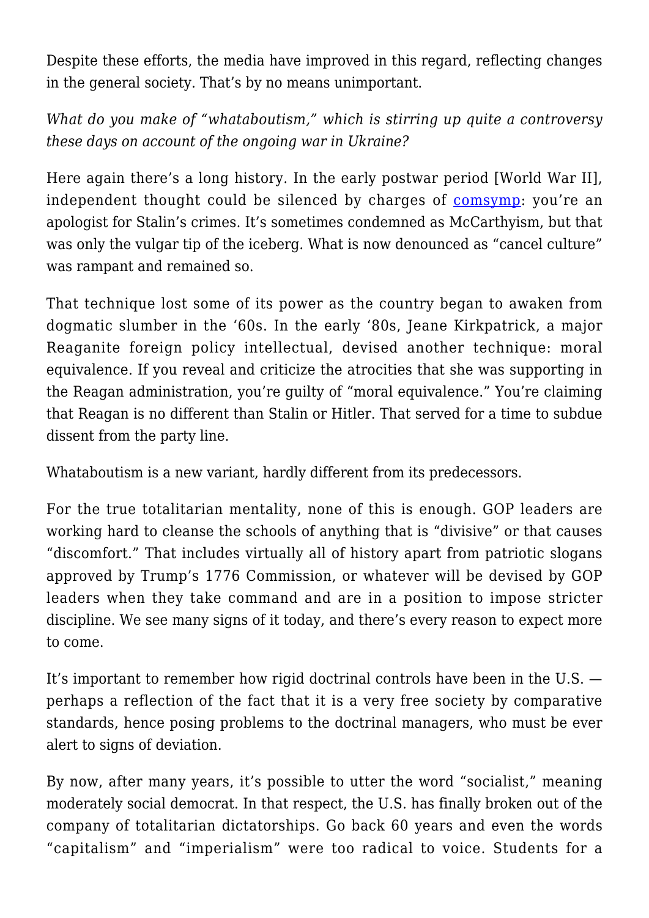Despite these efforts, the media have improved in this regard, reflecting changes in the general society. That's by no means unimportant.

*What do you make of "whataboutism," which is stirring up quite a controversy these days on account of the ongoing war in Ukraine?*

Here again there's a long history. In the early postwar period [World War II], independent thought could be silenced by charges of comsymp: you're an apologist for Stalin's crimes. It's sometimes condemned as McCarthyism, but that was only the vulgar tip of the iceberg. What is now denounced as "cancel culture" was rampant and remained so.

That technique lost some of its power as the country began to awaken from dogmatic slumber in the '60s. In the early '80s, Jeane Kirkpatrick, a major Reaganite foreign policy intellectual, devised another technique: moral equivalence. If you reveal and criticize the atrocities that she was supporting in the Reagan administration, you're guilty of "moral equivalence." You're claiming that Reagan is no different than Stalin or Hitler. That served for a time to subdue dissent from the party line.

Whataboutism is a new variant, hardly different from its predecessors.

For the true totalitarian mentality, none of this is enough. GOP leaders are working hard to cleanse the schools of anything that is "divisive" or that causes "discomfort." That includes virtually all of history apart from patriotic slogans approved by Trump's 1776 Commission, or whatever will be devised by GOP leaders when they take command and are in a position to impose stricter discipline. We see many signs of it today, and there's every reason to expect more to come.

It's important to remember how rigid doctrinal controls have been in the U.S. — perhaps a reflection of the fact that it is a very free society by comparative standards, hence posing problems to the doctrinal managers, who must be ever alert to signs of deviation.

By now, after many years, it's possible to utter the word "socialist," meaning moderately social democrat. In that respect, the U.S. has finally broken out of the company of totalitarian dictatorships. Go back 60 years and even the words "capitalism" and "imperialism" were too radical to voice. Students for a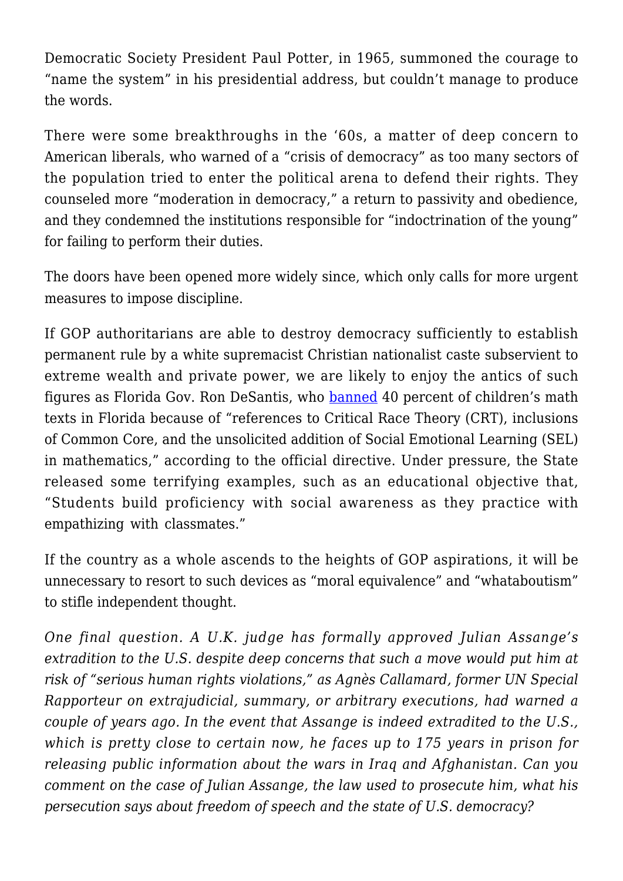Democratic Society President Paul Potter, in 1965, summoned the courage to "name the system" in his presidential address, but couldn't manage to produce the words.

There were some breakthroughs in the '60s, a matter of deep concern to American liberals, who warned of a "crisis of democracy" as too many sectors of the population tried to enter the political arena to defend their rights. They counseled more "moderation in democracy," a return to passivity and obedience, and they condemned the institutions responsible for "indoctrination of the young" for failing to perform their duties.

The doors have been opened more widely since, which only calls for more urgent measures to impose discipline.

If GOP authoritarians are able to destroy democracy sufficiently to establish permanent rule by a white supremacist Christian nationalist caste subservient to extreme wealth and private power, we are likely to enjoy the antics of such figures as Florida Gov. Ron DeSantis, who banned 40 percent of children's math texts in Florida because of "references to Critical Race Theory (CRT), inclusions of Common Core, and the unsolicited addition of Social Emotional Learning (SEL) in mathematics," according to the official directive. Under pressure, the State released some terrifying examples, such as an educational objective that, "Students build proficiency with social awareness as they practice with empathizing with classmates."

If the country as a whole ascends to the heights of GOP aspirations, it will be unnecessary to resort to such devices as "moral equivalence" and "whataboutism" to stifle independent thought.

*One final question. A U.K. judge has formally approved Julian Assange's extradition to the U.S. despite deep concerns that such a move would put him at risk of "serious human rights violations," as Agnès Callamard, former UN Special Rapporteur on extrajudicial, summary, or arbitrary executions, had warned a couple of years ago. In the event that Assange is indeed extradited to the U.S., which is pretty close to certain now, he faces up to 175 years in prison for releasing public information about the wars in Iraq and Afghanistan. Can you comment on the case of Julian Assange, the law used to prosecute him, what his persecution says about freedom of speech and the state of U.S. democracy?*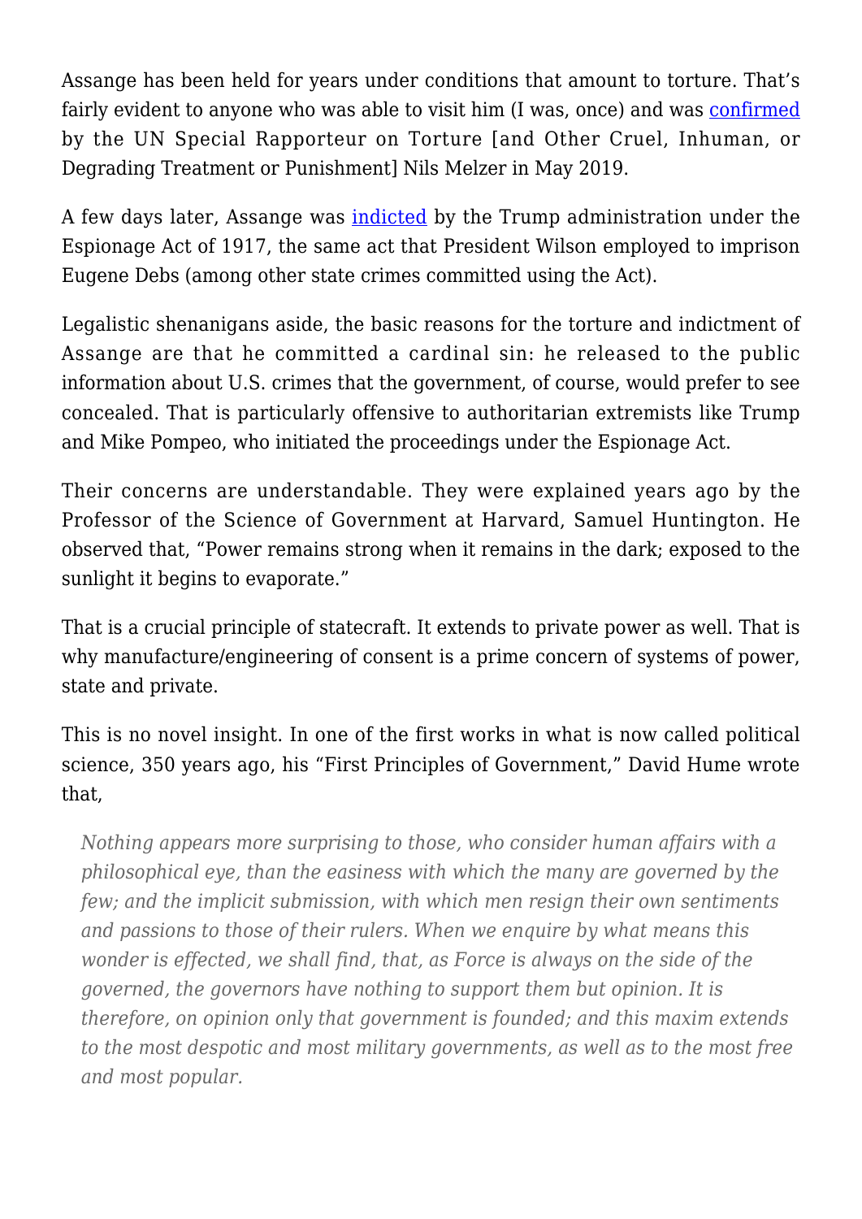Assange has been held for years under conditions that amount to torture. That's fairly evident to anyone who was able to visit him (I was, once) and was confirmed by the UN Special Rapporteur on Torture [and Other Cruel, Inhuman, or Degrading Treatment or Punishment] Nils Melzer in May 2019.

A few days later, Assange was indicted by the Trump administration under the Espionage Act of 1917, the same act that President Wilson employed to imprison Eugene Debs (among other state crimes committed using the Act).

Legalistic shenanigans aside, the basic reasons for the torture and indictment of Assange are that he committed a cardinal sin: he released to the public information about U.S. crimes that the government, of course, would prefer to see concealed. That is particularly offensive to authoritarian extremists like Trump and Mike Pompeo, who initiated the proceedings under the Espionage Act.

Their concerns are understandable. They were explained years ago by the Professor of the Science of Government at Harvard, Samuel Huntington. He observed that, "Power remains strong when it remains in the dark; exposed to the sunlight it begins to evaporate."

That is a crucial principle of statecraft. It extends to private power as well. That is why manufacture/engineering of consent is a prime concern of systems of power, state and private.

This is no novel insight. In one of the first works in what is now called political science, 350 years ago, his "First Principles of Government," David Hume wrote that,

> *Nothing appears more surprising to those, who consider human affairs with a philosophical eye, than the easiness with which the many are governed by the few; and the implicit submission, with which men resign their own sentiments and passions to those of their rulers. When we enquire by what means this wonder is effected, we shall find, that, as Force is always on the side of the governed, the governors have nothing to support them but opinion. It is therefore, on opinion only that government is founded; and this maxim extends to the most despotic and most military governments, as well as to the most free and most popular.*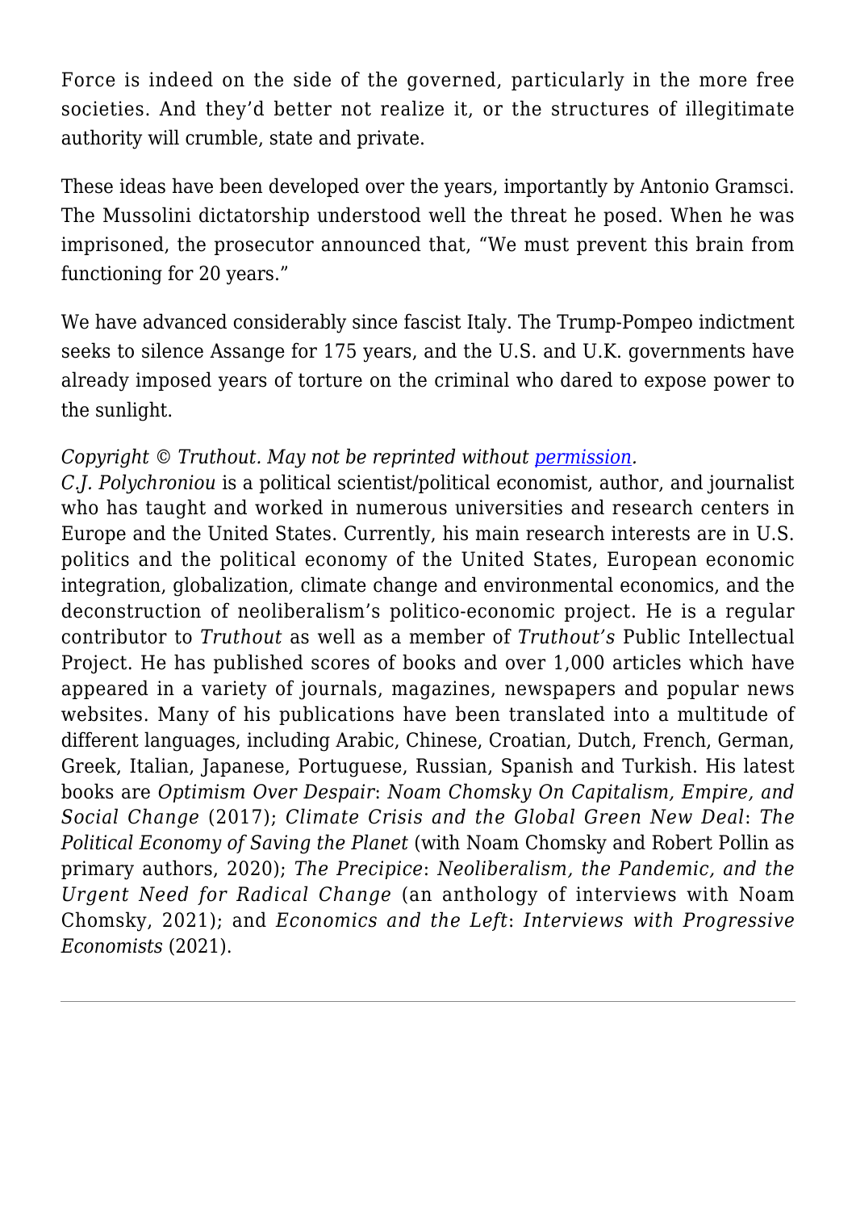Force is indeed on the side of the governed, particularly in the more free societies. And they'd better not realize it, or the structures of illegitimate authority will crumble, state and private.

These ideas have been developed over the years, importantly by Antonio Gramsci. The Mussolini dictatorship understood well the threat he posed. When he was imprisoned, the prosecutor announced that, "We must prevent this brain from functioning for 20 years."

We have advanced considerably since fascist Italy. The Trump-Pompeo indictment seeks to silence Assange for 175 years, and the U.S. and U.K. governments have already imposed years of torture on the criminal who dared to expose power to the sunlight.

*Copyright © Truthout. May not be reprinted without [permission](permission).*
*C.J. Polychroniou* is a political scientist/political economist, author, and journalist who has taught and worked in numerous universities and research centers in Europe and the United States. Currently, his main research interests are in U.S. politics and the political economy of the United States, European economic integration, globalization, climate change and environmental economics, and the deconstruction of neoliberalism's politico-economic project. He is a regular contributor to *Truthout* as well as a member of *Truthout's* Public Intellectual Project. He has published scores of books and over 1,000 articles which have appeared in a variety of journals, magazines, newspapers and popular news websites. Many of his publications have been translated into a multitude of different languages, including Arabic, Chinese, Croatian, Dutch, French, German, Greek, Italian, Japanese, Portuguese, Russian, Spanish and Turkish. His latest books are *Optimism Over Despair*: *Noam Chomsky On Capitalism, Empire, and Social Change* (2017); *Climate Crisis and the Global Green New Deal*: *The Political Economy of Saving the Planet* (with Noam Chomsky and Robert Pollin as primary authors, 2020); *The Precipice*: *Neoliberalism, the Pandemic, and the Urgent Need for Radical Change* (an anthology of interviews with Noam Chomsky, 2021); and *Economics and the Left*: *Interviews with Progressive Economists* (2021).

---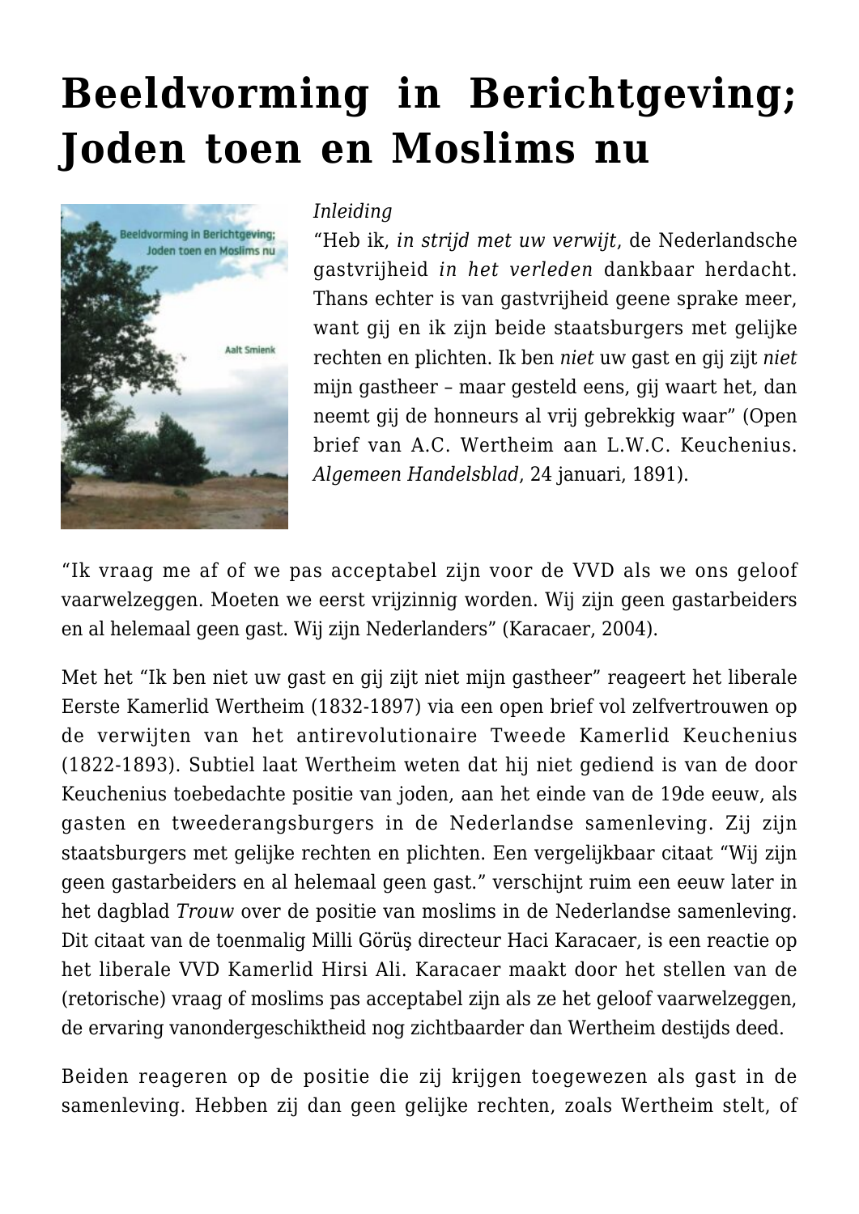# Beeldvorming in Berichtgeving; Joden toen en Moslims nu

*Inleiding*

"Heb ik, *in strijd met uw verwijt*, de Nederlandsche gastvrijheid *in het verleden* dankbaar herdacht. Thans echter is van gastvrijheid geene sprake meer, want gij en ik zijn beide staatsburgers met gelijke rechten en plichten. Ik ben *niet* uw gast en gij zijt *niet* mijn gastheer – maar gesteld eens, gij waart het, dan neemt gij de honneurs al vrij gebrekkig waar" (Open brief van A.C. Wertheim aan L.W.C. Keuchenius. *Algemeen Handelsblad*, 24 januari, 1891).

"Ik vraag me af of we pas acceptabel zijn voor de VVD als we ons geloof vaarwelzeggen. Moeten we eerst vrijzinnig worden. Wij zijn geen gastarbeiders en al helemaal geen gast. Wij zijn Nederlanders" (Karacaer, 2004).

Met het "Ik ben niet uw gast en gij zijt niet mijn gastheer" reageert het liberale Eerste Kamerlid Wertheim (1832-1897) via een open brief vol zelfvertrouwen op de verwijten van het antirevolutionaire Tweede Kamerlid Keuchenius (1822-1893). Subtiel laat Wertheim weten dat hij niet gediend is van de door Keuchenius toebedachte positie van joden, aan het einde van de 19de eeuw, als gasten en tweederangsburgers in de Nederlandse samenleving. Zij zijn staatsburgers met gelijke rechten en plichten. Een vergelijkbaar citaat "Wij zijn geen gastarbeiders en al helemaal geen gast." verschijnt ruim een eeuw later in het dagblad *Trouw* over de positie van moslims in de Nederlandse samenleving. Dit citaat van de toenmalig Milli Görüş directeur Haci Karacaer, is een reactie op het liberale VVD Kamerlid Hirsi Ali. Karacaer maakt door het stellen van de (retorische) vraag of moslims pas acceptabel zijn als ze het geloof vaarwelzeggen, de ervaring vanondergeschiktheid nog zichtbaarder dan Wertheim destijds deed.

Beiden reageren op de positie die zij krijgen toegewezen als gast in de samenleving. Hebben zij dan geen gelijke rechten, zoals Wertheim stelt, of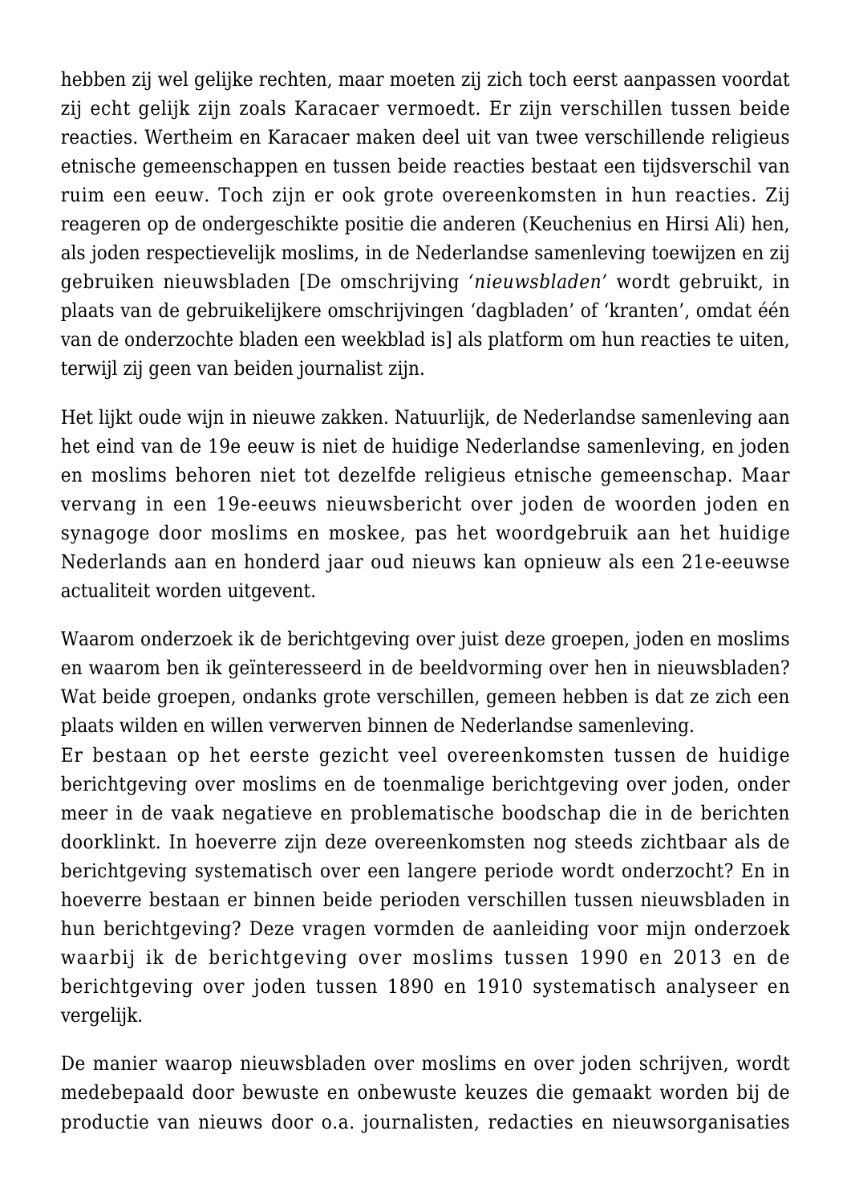hebben zij wel gelijke rechten, maar moeten zij zich toch eerst aanpassen voordat zij echt gelijk zijn zoals Karacaer vermoedt. Er zijn verschillen tussen beide reacties. Wertheim en Karacaer maken deel uit van twee verschillende religieus etnische gemeenschappen en tussen beide reacties bestaat een tijdsverschil van ruim een eeuw. Toch zijn er ook grote overeenkomsten in hun reacties. Zij reageren op de ondergeschikte positie die anderen (Keuchenius en Hirsi Ali) hen, als joden respectievelijk moslims, in de Nederlandse samenleving toewijzen en zij gebruiken nieuwsbladen [De omschrijving *'nieuwsbladen'* wordt gebruikt, in plaats van de gebruikelijkere omschrijvingen 'dagbladen' of 'kranten', omdat één van de onderzochte bladen een weekblad is] als platform om hun reacties te uiten, terwijl zij geen van beiden journalist zijn.

Het lijkt oude wijn in nieuwe zakken. Natuurlijk, de Nederlandse samenleving aan het eind van de 19e eeuw is niet de huidige Nederlandse samenleving, en joden en moslims behoren niet tot dezelfde religieus etnische gemeenschap. Maar vervang in een 19e-eeuws nieuwsbericht over joden de woorden joden en synagoge door moslims en moskee, pas het woordgebruik aan het huidige Nederlands aan en honderd jaar oud nieuws kan opnieuw als een 21e-eeuwse actualiteit worden uitgevent.

Waarom onderzoek ik de berichtgeving over juist deze groepen, joden en moslims en waarom ben ik geïnteresseerd in de beeldvorming over hen in nieuwsbladen? Wat beide groepen, ondanks grote verschillen, gemeen hebben is dat ze zich een plaats wilden en willen verwerven binnen de Nederlandse samenleving.
Er bestaan op het eerste gezicht veel overeenkomsten tussen de huidige berichtgeving over moslims en de toenmalige berichtgeving over joden, onder meer in de vaak negatieve en problematische boodschap die in de berichten doorklinkt. In hoeverre zijn deze overeenkomsten nog steeds zichtbaar als de berichtgeving systematisch over een langere periode wordt onderzocht? En in hoeverre bestaan er binnen beide perioden verschillen tussen nieuwsbladen in hun berichtgeving? Deze vragen vormden de aanleiding voor mijn onderzoek waarbij ik de berichtgeving over moslims tussen 1990 en 2013 en de berichtgeving over joden tussen 1890 en 1910 systematisch analyseer en vergelijk.

De manier waarop nieuwsbladen over moslims en over joden schrijven, wordt medebepaald door bewuste en onbewuste keuzes die gemaakt worden bij de productie van nieuws door o.a. journalisten, redacties en nieuwsorganisaties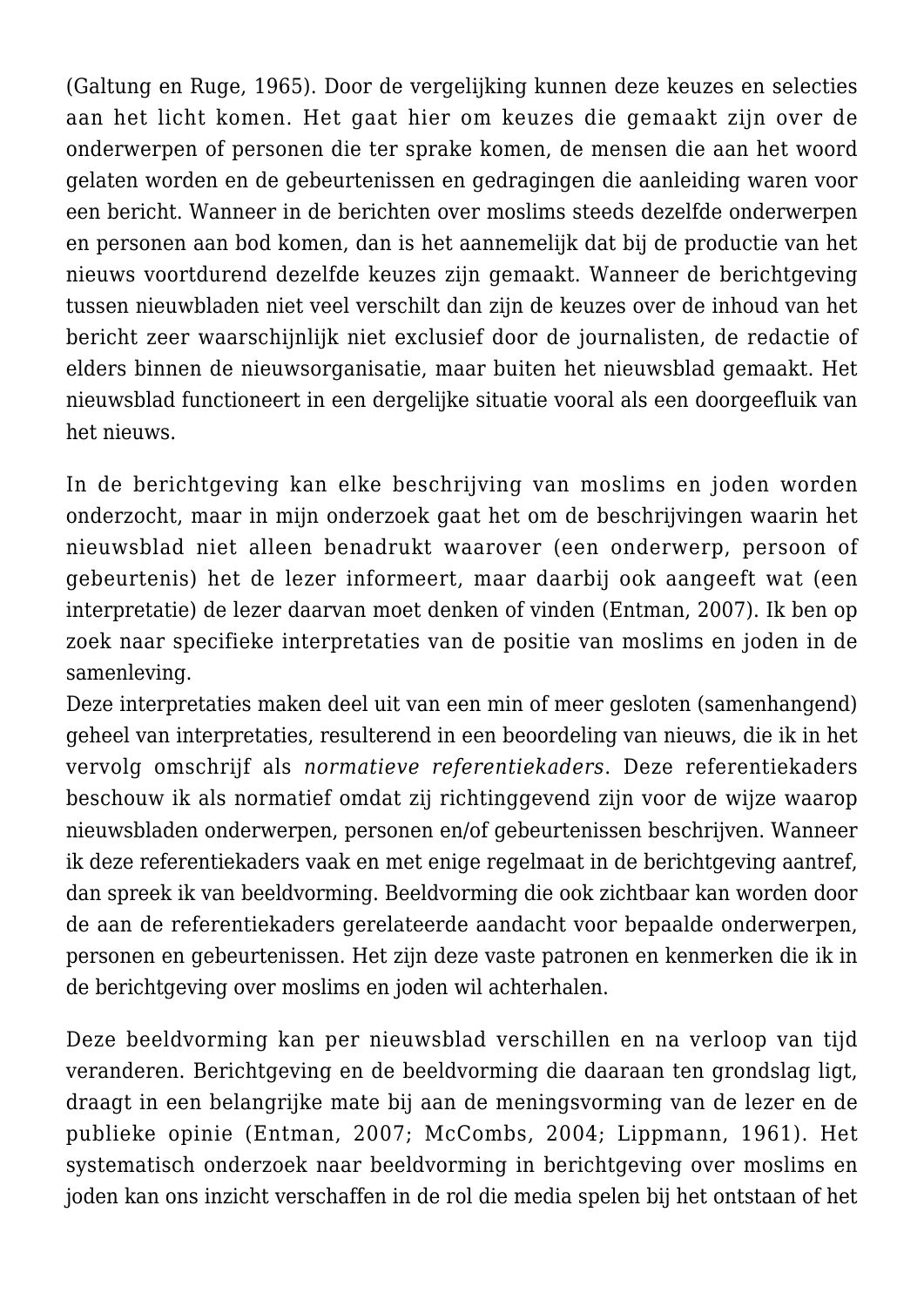(Galtung en Ruge, 1965). Door de vergelijking kunnen deze keuzes en selecties aan het licht komen. Het gaat hier om keuzes die gemaakt zijn over de onderwerpen of personen die ter sprake komen, de mensen die aan het woord gelaten worden en de gebeurtenissen en gedragingen die aanleiding waren voor een bericht. Wanneer in de berichten over moslims steeds dezelfde onderwerpen en personen aan bod komen, dan is het aannemelijk dat bij de productie van het nieuws voortdurend dezelfde keuzes zijn gemaakt. Wanneer de berichtgeving tussen nieuwbladen niet veel verschilt dan zijn de keuzes over de inhoud van het bericht zeer waarschijnlijk niet exclusief door de journalisten, de redactie of elders binnen de nieuwsorganisatie, maar buiten het nieuwsblad gemaakt. Het nieuwsblad functioneert in een dergelijke situatie vooral als een doorgeefluik van het nieuws.

In de berichtgeving kan elke beschrijving van moslims en joden worden onderzocht, maar in mijn onderzoek gaat het om de beschrijvingen waarin het nieuwsblad niet alleen benadrukt waarover (een onderwerp, persoon of gebeurtenis) het de lezer informeert, maar daarbij ook aangeeft wat (een interpretatie) de lezer daarvan moet denken of vinden (Entman, 2007). Ik ben op zoek naar specifieke interpretaties van de positie van moslims en joden in de samenleving.
Deze interpretaties maken deel uit van een min of meer gesloten (samenhangend) geheel van interpretaties, resulterend in een beoordeling van nieuws, die ik in het vervolg omschrijf als *normatieve referentiekaders*. Deze referentiekaders beschouw ik als normatief omdat zij richtinggevend zijn voor de wijze waarop nieuwsbladen onderwerpen, personen en/of gebeurtenissen beschrijven. Wanneer ik deze referentiekaders vaak en met enige regelmaat in de berichtgeving aantref, dan spreek ik van beeldvorming. Beeldvorming die ook zichtbaar kan worden door de aan de referentiekaders gerelateerde aandacht voor bepaalde onderwerpen, personen en gebeurtenissen. Het zijn deze vaste patronen en kenmerken die ik in de berichtgeving over moslims en joden wil achterhalen.

Deze beeldvorming kan per nieuwsblad verschillen en na verloop van tijd veranderen. Berichtgeving en de beeldvorming die daaraan ten grondslag ligt, draagt in een belangrijke mate bij aan de meningsvorming van de lezer en de publieke opinie (Entman, 2007; McCombs, 2004; Lippmann, 1961). Het systematisch onderzoek naar beeldvorming in berichtgeving over moslims en joden kan ons inzicht verschaffen in de rol die media spelen bij het ontstaan of het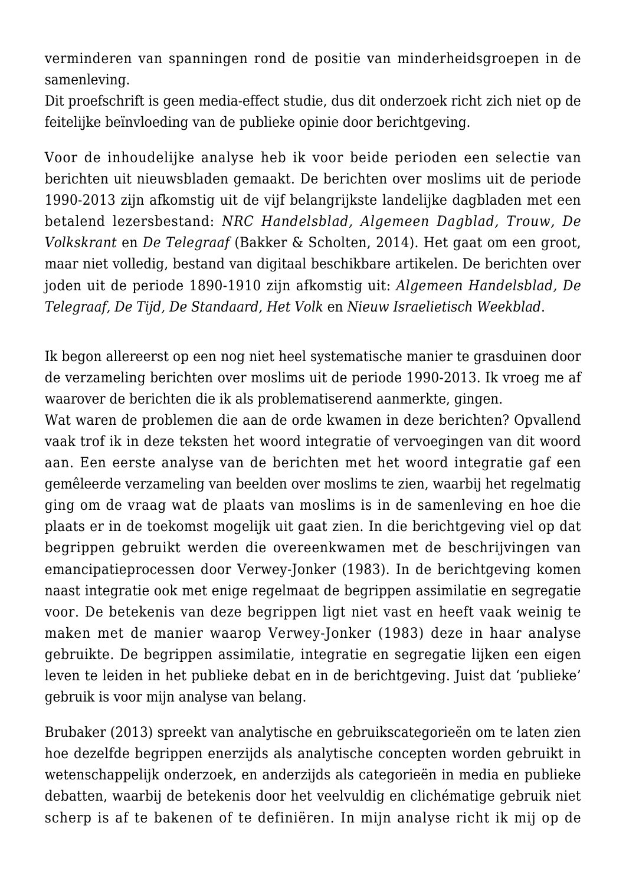verminderen van spanningen rond de positie van minderheidsgroepen in de samenleving.
Dit proefschrift is geen media-effect studie, dus dit onderzoek richt zich niet op de feitelijke beïnvloeding van de publieke opinie door berichtgeving.

Voor de inhoudelijke analyse heb ik voor beide perioden een selectie van berichten uit nieuwsbladen gemaakt. De berichten over moslims uit de periode 1990-2013 zijn afkomstig uit de vijf belangrijkste landelijke dagbladen met een betalend lezersbestand: *NRC Handelsblad, Algemeen Dagblad, Trouw, De Volkskrant* en *De Telegraaf* (Bakker & Scholten, 2014). Het gaat om een groot, maar niet volledig, bestand van digitaal beschikbare artikelen. De berichten over joden uit de periode 1890-1910 zijn afkomstig uit: *Algemeen Handelsblad, De Telegraaf, De Tijd, De Standaard, Het Volk* en *Nieuw Israelietisch Weekblad*.

Ik begon allereerst op een nog niet heel systematische manier te grasduinen door de verzameling berichten over moslims uit de periode 1990-2013. Ik vroeg me af waarover de berichten die ik als problematiserend aanmerkte, gingen.
Wat waren de problemen die aan de orde kwamen in deze berichten? Opvallend vaak trof ik in deze teksten het woord integratie of vervoegingen van dit woord aan. Een eerste analyse van de berichten met het woord integratie gaf een gemêleerde verzameling van beelden over moslims te zien, waarbij het regelmatig ging om de vraag wat de plaats van moslims is in de samenleving en hoe die plaats er in de toekomst mogelijk uit gaat zien. In die berichtgeving viel op dat begrippen gebruikt werden die overeenkwamen met de beschrijvingen van emancipatieprocessen door Verwey-Jonker (1983). In de berichtgeving komen naast integratie ook met enige regelmaat de begrippen assimilatie en segregatie voor. De betekenis van deze begrippen ligt niet vast en heeft vaak weinig te maken met de manier waarop Verwey-Jonker (1983) deze in haar analyse gebruikte. De begrippen assimilatie, integratie en segregatie lijken een eigen leven te leiden in het publieke debat en in de berichtgeving. Juist dat 'publieke' gebruik is voor mijn analyse van belang.

Brubaker (2013) spreekt van analytische en gebruikscategorieën om te laten zien hoe dezelfde begrippen enerzijds als analytische concepten worden gebruikt in wetenschappelijk onderzoek, en anderzijds als categorieën in media en publieke debatten, waarbij de betekenis door het veelvuldig en clichématige gebruik niet scherp is af te bakenen of te definiëren. In mijn analyse richt ik mij op de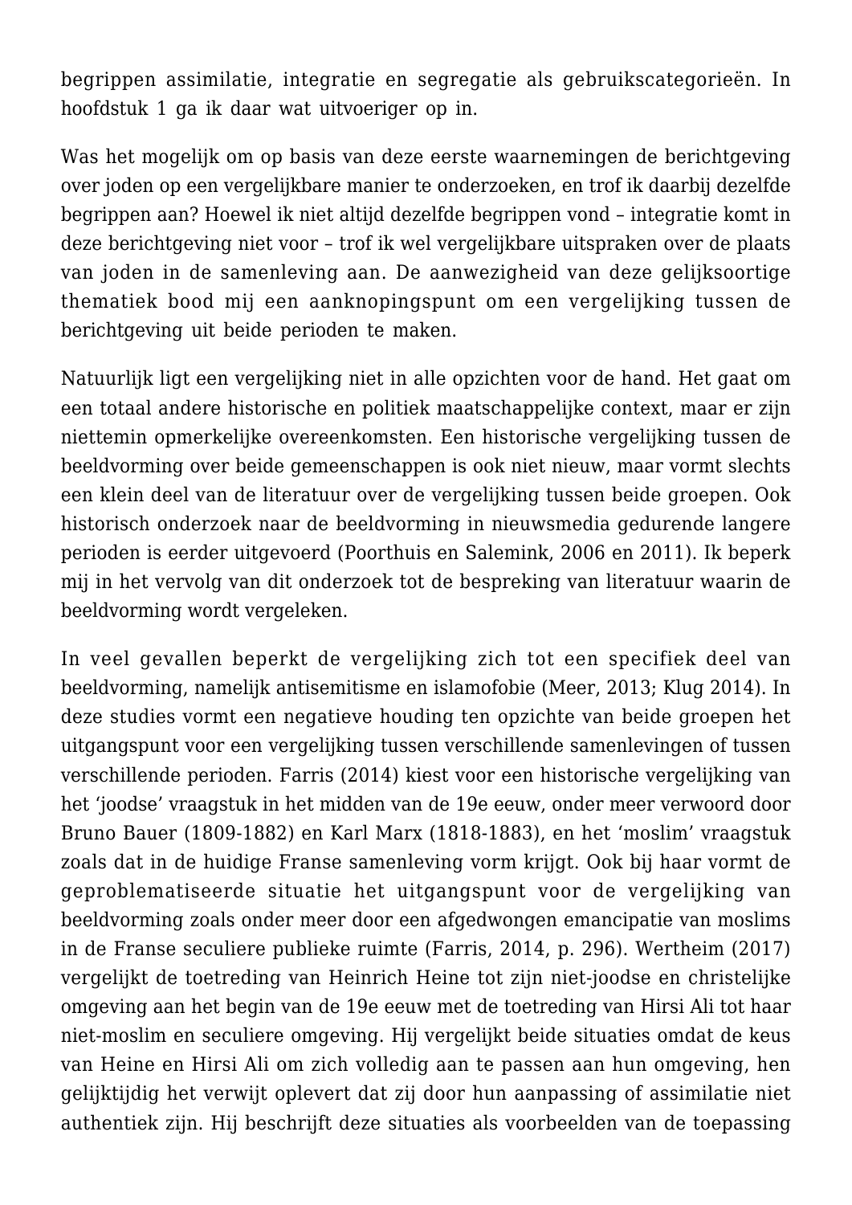begrippen assimilatie, integratie en segregatie als gebruikscategorieën. In hoofdstuk 1 ga ik daar wat uitvoeriger op in.

Was het mogelijk om op basis van deze eerste waarnemingen de berichtgeving over joden op een vergelijkbare manier te onderzoeken, en trof ik daarbij dezelfde begrippen aan? Hoewel ik niet altijd dezelfde begrippen vond – integratie komt in deze berichtgeving niet voor – trof ik wel vergelijkbare uitspraken over de plaats van joden in de samenleving aan. De aanwezigheid van deze gelijksoortige thematiek bood mij een aanknopingspunt om een vergelijking tussen de berichtgeving uit beide perioden te maken.

Natuurlijk ligt een vergelijking niet in alle opzichten voor de hand. Het gaat om een totaal andere historische en politiek maatschappelijke context, maar er zijn niettemin opmerkelijke overeenkomsten. Een historische vergelijking tussen de beeldvorming over beide gemeenschappen is ook niet nieuw, maar vormt slechts een klein deel van de literatuur over de vergelijking tussen beide groepen. Ook historisch onderzoek naar de beeldvorming in nieuwsmedia gedurende langere perioden is eerder uitgevoerd (Poorthuis en Salemink, 2006 en 2011). Ik beperk mij in het vervolg van dit onderzoek tot de bespreking van literatuur waarin de beeldvorming wordt vergeleken.

In veel gevallen beperkt de vergelijking zich tot een specifiek deel van beeldvorming, namelijk antisemitisme en islamofobie (Meer, 2013; Klug 2014). In deze studies vormt een negatieve houding ten opzichte van beide groepen het uitgangspunt voor een vergelijking tussen verschillende samenlevingen of tussen verschillende perioden. Farris (2014) kiest voor een historische vergelijking van het 'joodse' vraagstuk in het midden van de 19e eeuw, onder meer verwoord door Bruno Bauer (1809-1882) en Karl Marx (1818-1883), en het 'moslim' vraagstuk zoals dat in de huidige Franse samenleving vorm krijgt. Ook bij haar vormt de geproblematiseerde situatie het uitgangspunt voor de vergelijking van beeldvorming zoals onder meer door een afgedwongen emancipatie van moslims in de Franse seculiere publieke ruimte (Farris, 2014, p. 296). Wertheim (2017) vergelijkt de toetreding van Heinrich Heine tot zijn niet-joodse en christelijke omgeving aan het begin van de 19e eeuw met de toetreding van Hirsi Ali tot haar niet-moslim en seculiere omgeving. Hij vergelijkt beide situaties omdat de keus van Heine en Hirsi Ali om zich volledig aan te passen aan hun omgeving, hen gelijktijdig het verwijt oplevert dat zij door hun aanpassing of assimilatie niet authentiek zijn. Hij beschrijft deze situaties als voorbeelden van de toepassing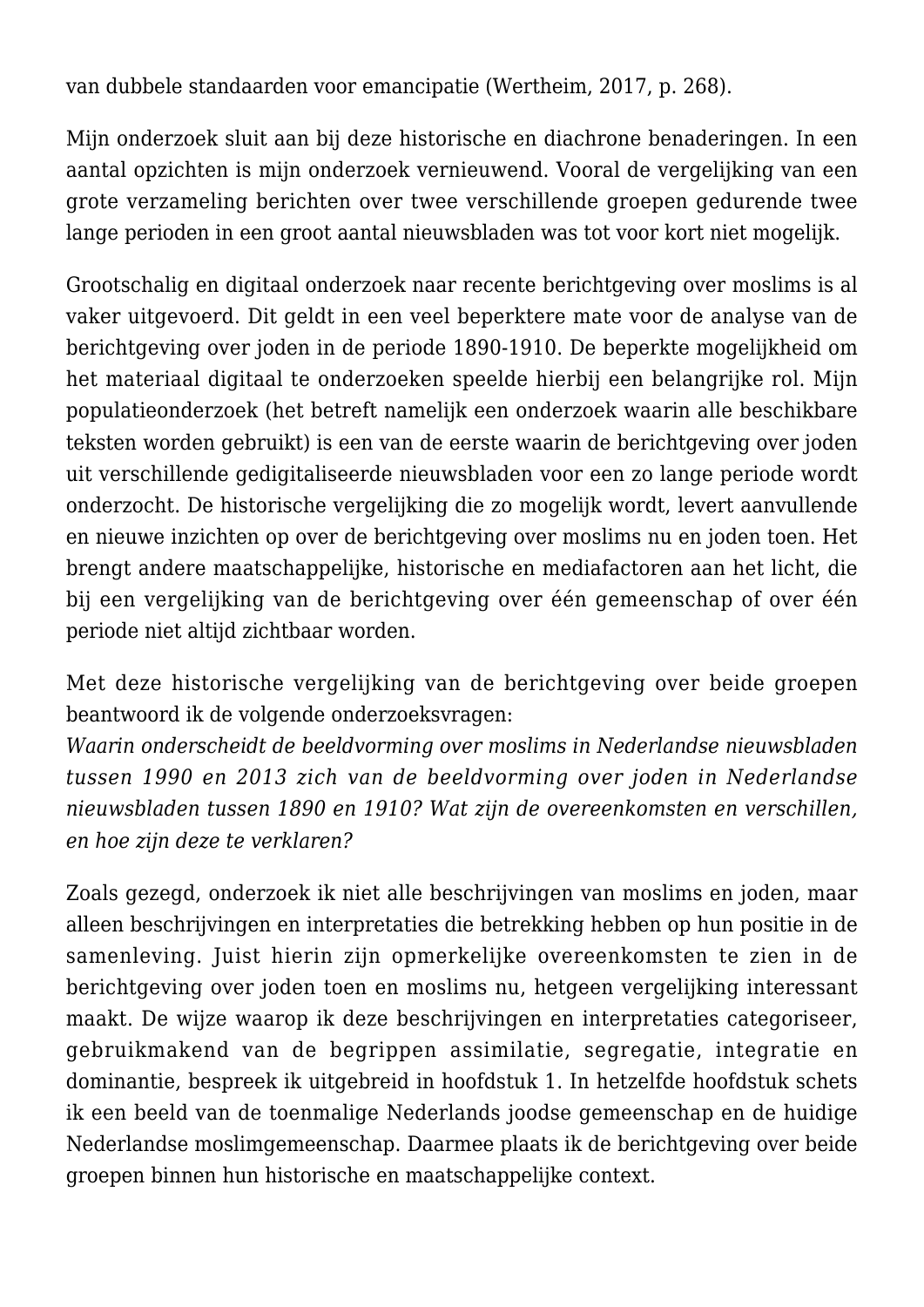van dubbele standaarden voor emancipatie (Wertheim, 2017, p. 268).

Mijn onderzoek sluit aan bij deze historische en diachrone benaderingen. In een aantal opzichten is mijn onderzoek vernieuwend. Vooral de vergelijking van een grote verzameling berichten over twee verschillende groepen gedurende twee lange perioden in een groot aantal nieuwsbladen was tot voor kort niet mogelijk.

Grootschalig en digitaal onderzoek naar recente berichtgeving over moslims is al vaker uitgevoerd. Dit geldt in een veel beperktere mate voor de analyse van de berichtgeving over joden in de periode 1890-1910. De beperkte mogelijkheid om het materiaal digitaal te onderzoeken speelde hierbij een belangrijke rol. Mijn populatieonderzoek (het betreft namelijk een onderzoek waarin alle beschikbare teksten worden gebruikt) is een van de eerste waarin de berichtgeving over joden uit verschillende gedigitaliseerde nieuwsbladen voor een zo lange periode wordt onderzocht. De historische vergelijking die zo mogelijk wordt, levert aanvullende en nieuwe inzichten op over de berichtgeving over moslims nu en joden toen. Het brengt andere maatschappelijke, historische en mediafactoren aan het licht, die bij een vergelijking van de berichtgeving over één gemeenschap of over één periode niet altijd zichtbaar worden.

Met deze historische vergelijking van de berichtgeving over beide groepen beantwoord ik de volgende onderzoeksvragen:
*Waarin onderscheidt de beeldvorming over moslims in Nederlandse nieuwsbladen tussen 1990 en 2013 zich van de beeldvorming over joden in Nederlandse nieuwsbladen tussen 1890 en 1910? Wat zijn de overeenkomsten en verschillen, en hoe zijn deze te verklaren?*

Zoals gezegd, onderzoek ik niet alle beschrijvingen van moslims en joden, maar alleen beschrijvingen en interpretaties die betrekking hebben op hun positie in de samenleving. Juist hierin zijn opmerkelijke overeenkomsten te zien in de berichtgeving over joden toen en moslims nu, hetgeen vergelijking interessant maakt. De wijze waarop ik deze beschrijvingen en interpretaties categoriseer, gebruikmakend van de begrippen assimilatie, segregatie, integratie en dominantie, bespreek ik uitgebreid in hoofdstuk 1. In hetzelfde hoofdstuk schets ik een beeld van de toenmalige Nederlands joodse gemeenschap en de huidige Nederlandse moslimgemeenschap. Daarmee plaats ik de berichtgeving over beide groepen binnen hun historische en maatschappelijke context.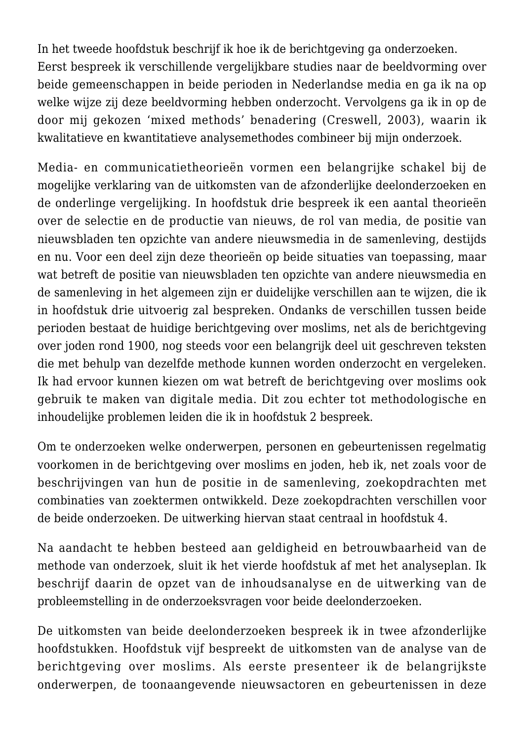In het tweede hoofdstuk beschrijf ik hoe ik de berichtgeving ga onderzoeken. Eerst bespreek ik verschillende vergelijkbare studies naar de beeldvorming over beide gemeenschappen in beide perioden in Nederlandse media en ga ik na op welke wijze zij deze beeldvorming hebben onderzocht. Vervolgens ga ik in op de door mij gekozen 'mixed methods' benadering (Creswell, 2003), waarin ik kwalitatieve en kwantitatieve analysemethodes combineer bij mijn onderzoek.

Media- en communicatietheorieën vormen een belangrijke schakel bij de mogelijke verklaring van de uitkomsten van de afzonderlijke deelonderzoeken en de onderlinge vergelijking. In hoofdstuk drie bespreek ik een aantal theorieën over de selectie en de productie van nieuws, de rol van media, de positie van nieuwsbladen ten opzichte van andere nieuwsmedia in de samenleving, destijds en nu. Voor een deel zijn deze theorieën op beide situaties van toepassing, maar wat betreft de positie van nieuwsbladen ten opzichte van andere nieuwsmedia en de samenleving in het algemeen zijn er duidelijke verschillen aan te wijzen, die ik in hoofdstuk drie uitvoerig zal bespreken. Ondanks de verschillen tussen beide perioden bestaat de huidige berichtgeving over moslims, net als de berichtgeving over joden rond 1900, nog steeds voor een belangrijk deel uit geschreven teksten die met behulp van dezelfde methode kunnen worden onderzocht en vergeleken. Ik had ervoor kunnen kiezen om wat betreft de berichtgeving over moslims ook gebruik te maken van digitale media. Dit zou echter tot methodologische en inhoudelijke problemen leiden die ik in hoofdstuk 2 bespreek.

Om te onderzoeken welke onderwerpen, personen en gebeurtenissen regelmatig voorkomen in de berichtgeving over moslims en joden, heb ik, net zoals voor de beschrijvingen van hun de positie in de samenleving, zoekopdrachten met combinaties van zoektermen ontwikkeld. Deze zoekopdrachten verschillen voor de beide onderzoeken. De uitwerking hiervan staat centraal in hoofdstuk 4.

Na aandacht te hebben besteed aan geldigheid en betrouwbaarheid van de methode van onderzoek, sluit ik het vierde hoofdstuk af met het analyseplan. Ik beschrijf daarin de opzet van de inhoudsanalyse en de uitwerking van de probleemstelling in de onderzoeksvragen voor beide deelonderzoeken.

De uitkomsten van beide deelonderzoeken bespreek ik in twee afzonderlijke hoofdstukken. Hoofdstuk vijf bespreekt de uitkomsten van de analyse van de berichtgeving over moslims. Als eerste presenteer ik de belangrijkste onderwerpen, de toonaangevende nieuwsactoren en gebeurtenissen in deze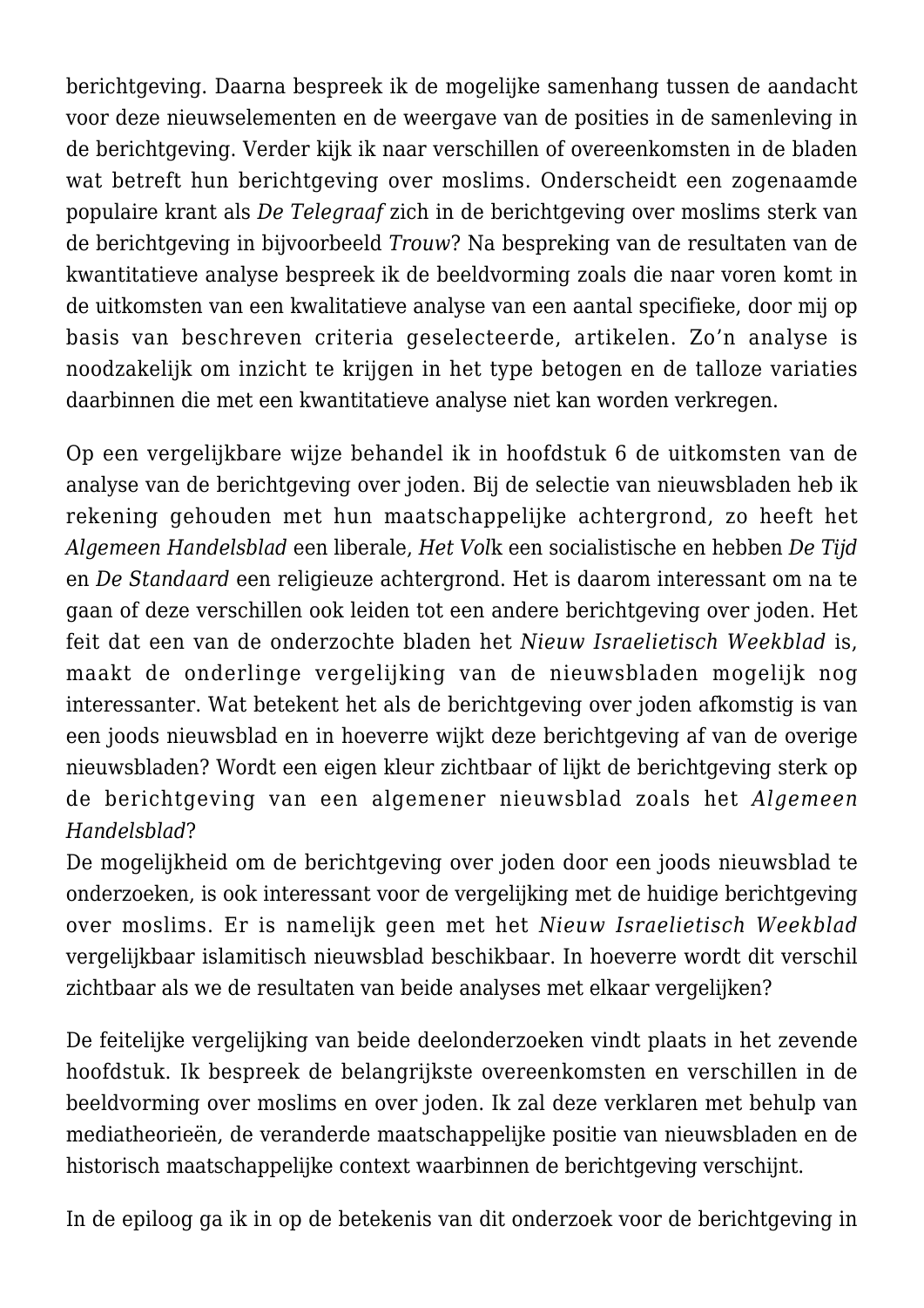berichtgeving. Daarna bespreek ik de mogelijke samenhang tussen de aandacht voor deze nieuwselementen en de weergave van de posities in de samenleving in de berichtgeving. Verder kijk ik naar verschillen of overeenkomsten in de bladen wat betreft hun berichtgeving over moslims. Onderscheidt een zogenaamde populaire krant als *De Telegraaf* zich in de berichtgeving over moslims sterk van de berichtgeving in bijvoorbeeld *Trouw*? Na bespreking van de resultaten van de kwantitatieve analyse bespreek ik de beeldvorming zoals die naar voren komt in de uitkomsten van een kwalitatieve analyse van een aantal specifieke, door mij op basis van beschreven criteria geselecteerde, artikelen. Zo'n analyse is noodzakelijk om inzicht te krijgen in het type betogen en de talloze variaties daarbinnen die met een kwantitatieve analyse niet kan worden verkregen.

Op een vergelijkbare wijze behandel ik in hoofdstuk 6 de uitkomsten van de analyse van de berichtgeving over joden. Bij de selectie van nieuwsbladen heb ik rekening gehouden met hun maatschappelijke achtergrond, zo heeft het *Algemeen Handelsblad* een liberale, *Het Vol*k een socialistische en hebben *De Tijd* en *De Standaard* een religieuze achtergrond. Het is daarom interessant om na te gaan of deze verschillen ook leiden tot een andere berichtgeving over joden. Het feit dat een van de onderzochte bladen het *Nieuw Israelietisch Weekblad* is, maakt de onderlinge vergelijking van de nieuwsbladen mogelijk nog interessanter. Wat betekent het als de berichtgeving over joden afkomstig is van een joods nieuwsblad en in hoeverre wijkt deze berichtgeving af van de overige nieuwsbladen? Wordt een eigen kleur zichtbaar of lijkt de berichtgeving sterk op de berichtgeving van een algemener nieuwsblad zoals het *Algemeen Handelsblad*?
De mogelijkheid om de berichtgeving over joden door een joods nieuwsblad te onderzoeken, is ook interessant voor de vergelijking met de huidige berichtgeving over moslims. Er is namelijk geen met het *Nieuw Israelietisch Weekblad* vergelijkbaar islamitisch nieuwsblad beschikbaar. In hoeverre wordt dit verschil zichtbaar als we de resultaten van beide analyses met elkaar vergelijken?

De feitelijke vergelijking van beide deelonderzoeken vindt plaats in het zevende hoofdstuk. Ik bespreek de belangrijkste overeenkomsten en verschillen in de beeldvorming over moslims en over joden. Ik zal deze verklaren met behulp van mediatheorieën, de veranderde maatschappelijke positie van nieuwsbladen en de historisch maatschappelijke context waarbinnen de berichtgeving verschijnt.

In de epiloog ga ik in op de betekenis van dit onderzoek voor de berichtgeving in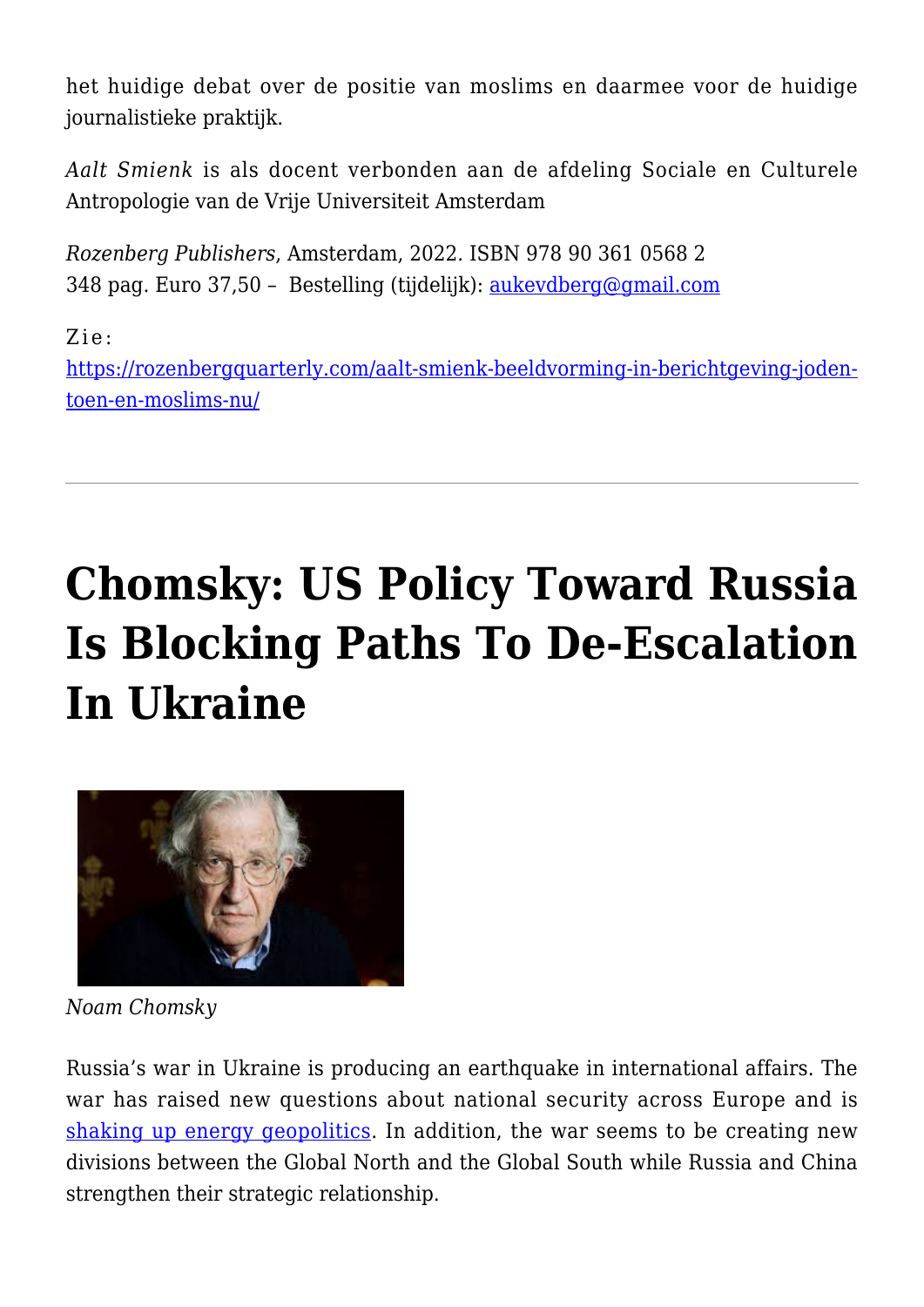het huidige debat over de positie van moslims en daarmee voor de huidige journalistieke praktijk.

*Aalt Smienk* is als docent verbonden aan de afdeling Sociale en Culturele Antropologie van de Vrije Universiteit Amsterdam

*Rozenberg Publishers*, Amsterdam, 2022. ISBN 978 90 361 0568 2
348 pag. Euro 37,50 – Bestelling (tijdelijk): aukevdberg@gmail.com

Zie:
https://rozenbergquarterly.com/aalt-smienk-beeldvorming-in-berichtgeving-joden-toen-en-moslims-nu/

---

# Chomsky: US Policy Toward Russia Is Blocking Paths To De-Escalation In Ukraine

*Noam Chomsky*

Russia's war in Ukraine is producing an earthquake in international affairs. The war has raised new questions about national security across Europe and is shaking up energy geopolitics. In addition, the war seems to be creating new divisions between the Global North and the Global South while Russia and China strengthen their strategic relationship.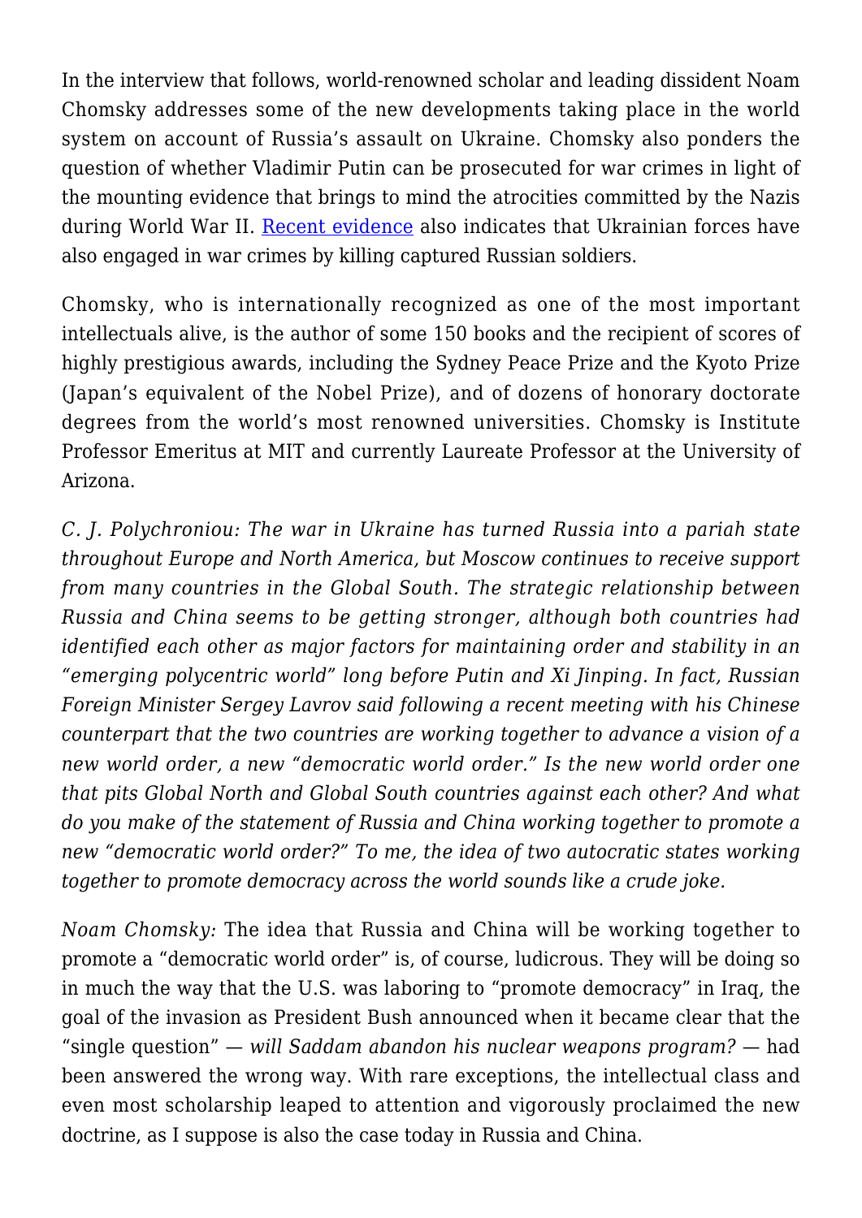In the interview that follows, world-renowned scholar and leading dissident Noam Chomsky addresses some of the new developments taking place in the world system on account of Russia's assault on Ukraine. Chomsky also ponders the question of whether Vladimir Putin can be prosecuted for war crimes in light of the mounting evidence that brings to mind the atrocities committed by the Nazis during World War II. [Recent evidence] also indicates that Ukrainian forces have also engaged in war crimes by killing captured Russian soldiers.

Chomsky, who is internationally recognized as one of the most important intellectuals alive, is the author of some 150 books and the recipient of scores of highly prestigious awards, including the Sydney Peace Prize and the Kyoto Prize (Japan's equivalent of the Nobel Prize), and of dozens of honorary doctorate degrees from the world's most renowned universities. Chomsky is Institute Professor Emeritus at MIT and currently Laureate Professor at the University of Arizona.

*C. J. Polychroniou: The war in Ukraine has turned Russia into a pariah state throughout Europe and North America, but Moscow continues to receive support from many countries in the Global South. The strategic relationship between Russia and China seems to be getting stronger, although both countries had identified each other as major factors for maintaining order and stability in an "emerging polycentric world" long before Putin and Xi Jinping. In fact, Russian Foreign Minister Sergey Lavrov said following a recent meeting with his Chinese counterpart that the two countries are working together to advance a vision of a new world order, a new "democratic world order." Is the new world order one that pits Global North and Global South countries against each other? And what do you make of the statement of Russia and China working together to promote a new "democratic world order?" To me, the idea of two autocratic states working together to promote democracy across the world sounds like a crude joke.*

*Noam Chomsky:* The idea that Russia and China will be working together to promote a "democratic world order" is, of course, ludicrous. They will be doing so in much the way that the U.S. was laboring to "promote democracy" in Iraq, the goal of the invasion as President Bush announced when it became clear that the "single question" — *will Saddam abandon his nuclear weapons program?* — had been answered the wrong way. With rare exceptions, the intellectual class and even most scholarship leaped to attention and vigorously proclaimed the new doctrine, as I suppose is also the case today in Russia and China.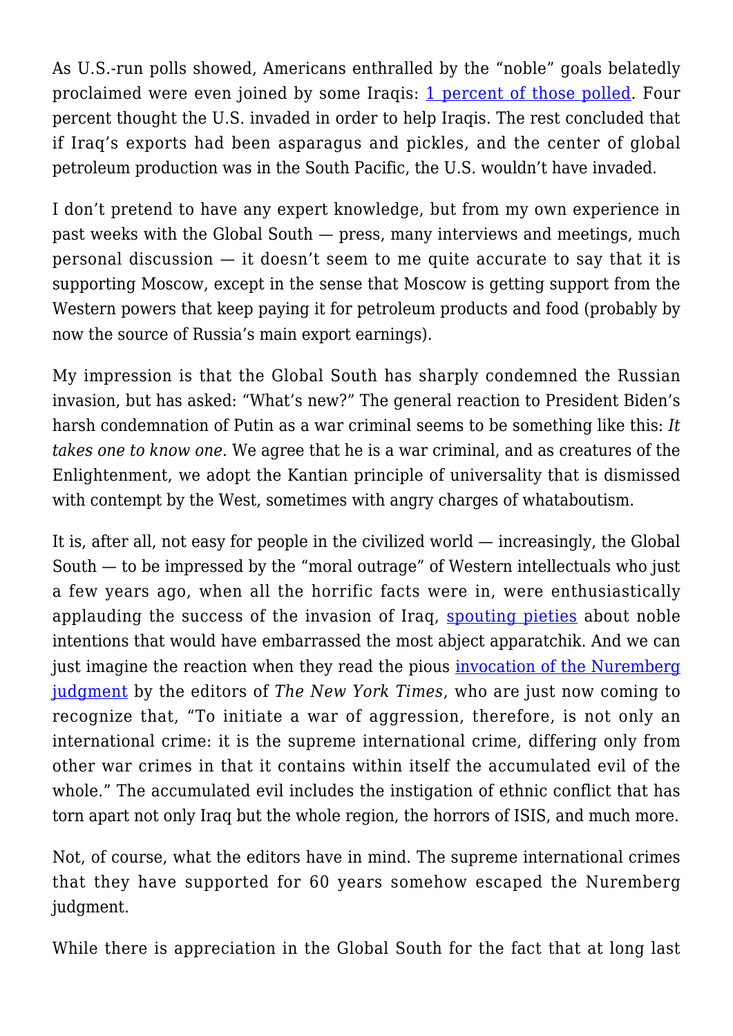As U.S.-run polls showed, Americans enthralled by the "noble" goals belatedly proclaimed were even joined by some Iraqis: [1 percent of those polled](). Four percent thought the U.S. invaded in order to help Iraqis. The rest concluded that if Iraq's exports had been asparagus and pickles, and the center of global petroleum production was in the South Pacific, the U.S. wouldn't have invaded.

I don't pretend to have any expert knowledge, but from my own experience in past weeks with the Global South — press, many interviews and meetings, much personal discussion — it doesn't seem to me quite accurate to say that it is supporting Moscow, except in the sense that Moscow is getting support from the Western powers that keep paying it for petroleum products and food (probably by now the source of Russia's main export earnings).

My impression is that the Global South has sharply condemned the Russian invasion, but has asked: "What's new?" The general reaction to President Biden's harsh condemnation of Putin as a war criminal seems to be something like this: *It takes one to know one.* We agree that he is a war criminal, and as creatures of the Enlightenment, we adopt the Kantian principle of universality that is dismissed with contempt by the West, sometimes with angry charges of whataboutism.

It is, after all, not easy for people in the civilized world — increasingly, the Global South — to be impressed by the "moral outrage" of Western intellectuals who just a few years ago, when all the horrific facts were in, were enthusiastically applauding the success of the invasion of Iraq, [spouting pieties]() about noble intentions that would have embarrassed the most abject apparatchik. And we can just imagine the reaction when they read the pious [invocation of the Nuremberg judgment]() by the editors of *The New York Times*, who are just now coming to recognize that, "To initiate a war of aggression, therefore, is not only an international crime: it is the supreme international crime, differing only from other war crimes in that it contains within itself the accumulated evil of the whole." The accumulated evil includes the instigation of ethnic conflict that has torn apart not only Iraq but the whole region, the horrors of ISIS, and much more.

Not, of course, what the editors have in mind. The supreme international crimes that they have supported for 60 years somehow escaped the Nuremberg judgment.

While there is appreciation in the Global South for the fact that at long last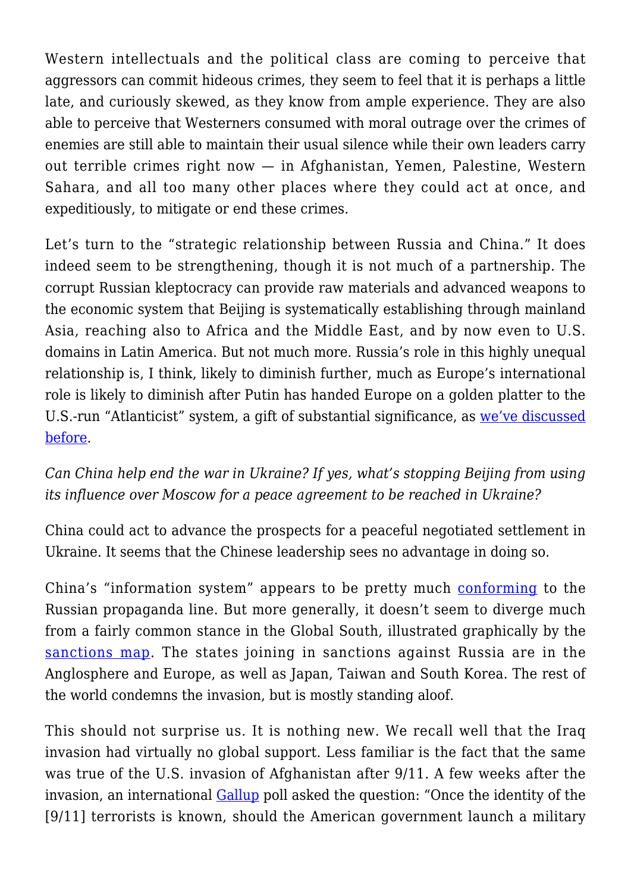Western intellectuals and the political class are coming to perceive that aggressors can commit hideous crimes, they seem to feel that it is perhaps a little late, and curiously skewed, as they know from ample experience. They are also able to perceive that Westerners consumed with moral outrage over the crimes of enemies are still able to maintain their usual silence while their own leaders carry out terrible crimes right now — in Afghanistan, Yemen, Palestine, Western Sahara, and all too many other places where they could act at once, and expeditiously, to mitigate or end these crimes.

Let's turn to the "strategic relationship between Russia and China." It does indeed seem to be strengthening, though it is not much of a partnership. The corrupt Russian kleptocracy can provide raw materials and advanced weapons to the economic system that Beijing is systematically establishing through mainland Asia, reaching also to Africa and the Middle East, and by now even to U.S. domains in Latin America. But not much more. Russia's role in this highly unequal relationship is, I think, likely to diminish further, much as Europe's international role is likely to diminish after Putin has handed Europe on a golden platter to the U.S.-run "Atlanticist" system, a gift of substantial significance, as we've discussed before.

*Can China help end the war in Ukraine? If yes, what's stopping Beijing from using its influence over Moscow for a peace agreement to be reached in Ukraine?*

China could act to advance the prospects for a peaceful negotiated settlement in Ukraine. It seems that the Chinese leadership sees no advantage in doing so.

China's "information system" appears to be pretty much conforming to the Russian propaganda line. But more generally, it doesn't seem to diverge much from a fairly common stance in the Global South, illustrated graphically by the sanctions map. The states joining in sanctions against Russia are in the Anglosphere and Europe, as well as Japan, Taiwan and South Korea. The rest of the world condemns the invasion, but is mostly standing aloof.

This should not surprise us. It is nothing new. We recall well that the Iraq invasion had virtually no global support. Less familiar is the fact that the same was true of the U.S. invasion of Afghanistan after 9/11. A few weeks after the invasion, an international Gallup poll asked the question: "Once the identity of the [9/11] terrorists is known, should the American government launch a military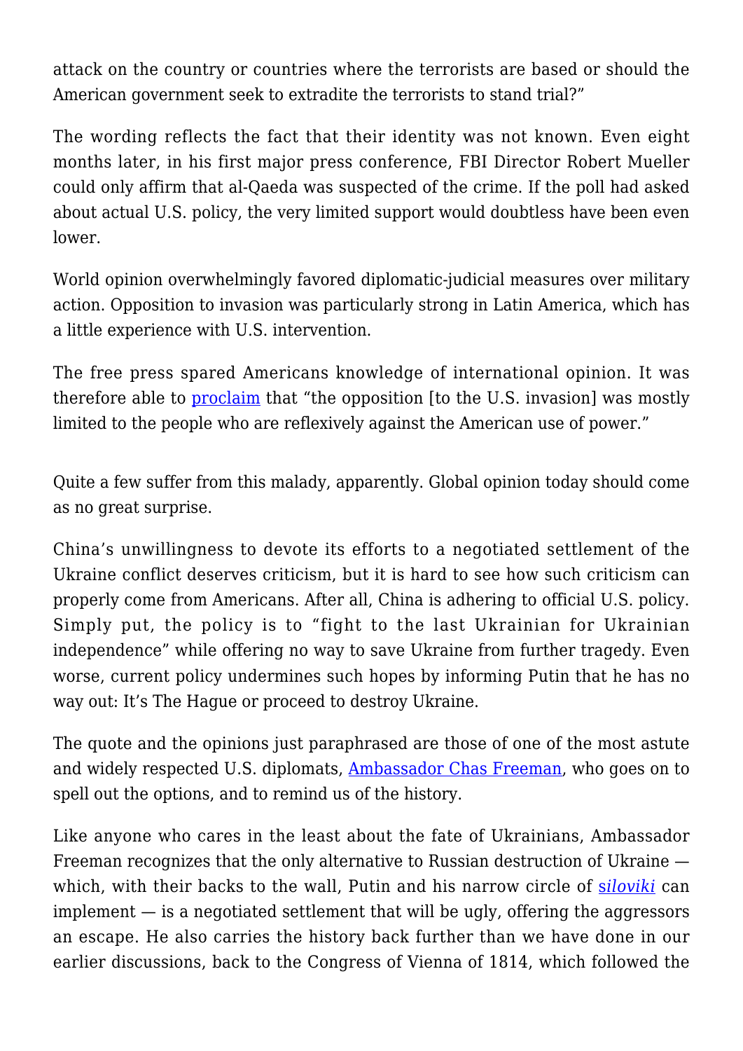attack on the country or countries where the terrorists are based or should the American government seek to extradite the terrorists to stand trial?"

The wording reflects the fact that their identity was not known. Even eight months later, in his first major press conference, FBI Director Robert Mueller could only affirm that al-Qaeda was suspected of the crime. If the poll had asked about actual U.S. policy, the very limited support would doubtless have been even lower.

World opinion overwhelmingly favored diplomatic-judicial measures over military action. Opposition to invasion was particularly strong in Latin America, which has a little experience with U.S. intervention.

The free press spared Americans knowledge of international opinion. It was therefore able to proclaim that "the opposition [to the U.S. invasion] was mostly limited to the people who are reflexively against the American use of power."

Quite a few suffer from this malady, apparently. Global opinion today should come as no great surprise.

China's unwillingness to devote its efforts to a negotiated settlement of the Ukraine conflict deserves criticism, but it is hard to see how such criticism can properly come from Americans. After all, China is adhering to official U.S. policy. Simply put, the policy is to "fight to the last Ukrainian for Ukrainian independence" while offering no way to save Ukraine from further tragedy. Even worse, current policy undermines such hopes by informing Putin that he has no way out: It's The Hague or proceed to destroy Ukraine.

The quote and the opinions just paraphrased are those of one of the most astute and widely respected U.S. diplomats, Ambassador Chas Freeman, who goes on to spell out the options, and to remind us of the history.

Like anyone who cares in the least about the fate of Ukrainians, Ambassador Freeman recognizes that the only alternative to Russian destruction of Ukraine — which, with their backs to the wall, Putin and his narrow circle of *siloviki* can implement — is a negotiated settlement that will be ugly, offering the aggressors an escape. He also carries the history back further than we have done in our earlier discussions, back to the Congress of Vienna of 1814, which followed the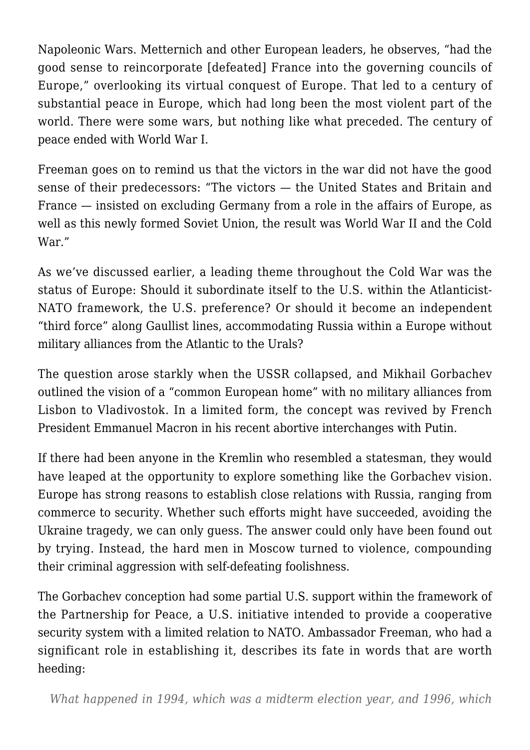Napoleonic Wars. Metternich and other European leaders, he observes, "had the good sense to reincorporate [defeated] France into the governing councils of Europe," overlooking its virtual conquest of Europe. That led to a century of substantial peace in Europe, which had long been the most violent part of the world. There were some wars, but nothing like what preceded. The century of peace ended with World War I.

Freeman goes on to remind us that the victors in the war did not have the good sense of their predecessors: "The victors — the United States and Britain and France — insisted on excluding Germany from a role in the affairs of Europe, as well as this newly formed Soviet Union, the result was World War II and the Cold War."

As we've discussed earlier, a leading theme throughout the Cold War was the status of Europe: Should it subordinate itself to the U.S. within the Atlanticist-NATO framework, the U.S. preference? Or should it become an independent "third force" along Gaullist lines, accommodating Russia within a Europe without military alliances from the Atlantic to the Urals?

The question arose starkly when the USSR collapsed, and Mikhail Gorbachev outlined the vision of a "common European home" with no military alliances from Lisbon to Vladivostok. In a limited form, the concept was revived by French President Emmanuel Macron in his recent abortive interchanges with Putin.

If there had been anyone in the Kremlin who resembled a statesman, they would have leaped at the opportunity to explore something like the Gorbachev vision. Europe has strong reasons to establish close relations with Russia, ranging from commerce to security. Whether such efforts might have succeeded, avoiding the Ukraine tragedy, we can only guess. The answer could only have been found out by trying. Instead, the hard men in Moscow turned to violence, compounding their criminal aggression with self-defeating foolishness.

The Gorbachev conception had some partial U.S. support within the framework of the Partnership for Peace, a U.S. initiative intended to provide a cooperative security system with a limited relation to NATO. Ambassador Freeman, who had a significant role in establishing it, describes its fate in words that are worth heeding:

> *What happened in 1994, which was a midterm election year, and 1996, which*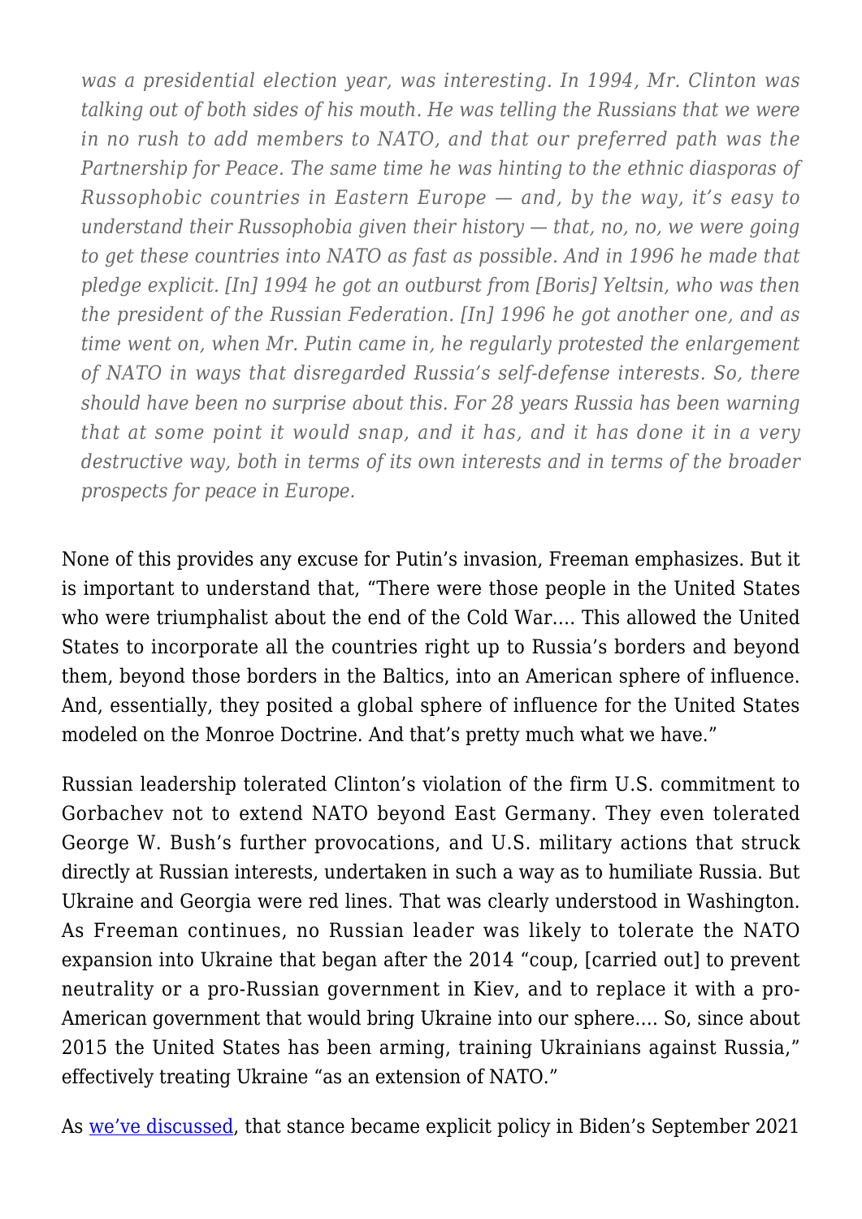*was a presidential election year, was interesting. In 1994, Mr. Clinton was talking out of both sides of his mouth. He was telling the Russians that we were in no rush to add members to NATO, and that our preferred path was the Partnership for Peace. The same time he was hinting to the ethnic diasporas of Russophobic countries in Eastern Europe — and, by the way, it's easy to understand their Russophobia given their history — that, no, no, we were going to get these countries into NATO as fast as possible. And in 1996 he made that pledge explicit. [In] 1994 he got an outburst from [Boris] Yeltsin, who was then the president of the Russian Federation. [In] 1996 he got another one, and as time went on, when Mr. Putin came in, he regularly protested the enlargement of NATO in ways that disregarded Russia's self-defense interests. So, there should have been no surprise about this. For 28 years Russia has been warning that at some point it would snap, and it has, and it has done it in a very destructive way, both in terms of its own interests and in terms of the broader prospects for peace in Europe.*

None of this provides any excuse for Putin's invasion, Freeman emphasizes. But it is important to understand that, "There were those people in the United States who were triumphalist about the end of the Cold War.... This allowed the United States to incorporate all the countries right up to Russia's borders and beyond them, beyond those borders in the Baltics, into an American sphere of influence. And, essentially, they posited a global sphere of influence for the United States modeled on the Monroe Doctrine. And that's pretty much what we have."

Russian leadership tolerated Clinton's violation of the firm U.S. commitment to Gorbachev not to extend NATO beyond East Germany. They even tolerated George W. Bush's further provocations, and U.S. military actions that struck directly at Russian interests, undertaken in such a way as to humiliate Russia. But Ukraine and Georgia were red lines. That was clearly understood in Washington. As Freeman continues, no Russian leader was likely to tolerate the NATO expansion into Ukraine that began after the 2014 "coup, [carried out] to prevent neutrality or a pro-Russian government in Kiev, and to replace it with a pro-American government that would bring Ukraine into our sphere.... So, since about 2015 the United States has been arming, training Ukrainians against Russia," effectively treating Ukraine "as an extension of NATO."

As we've discussed, that stance became explicit policy in Biden's September 2021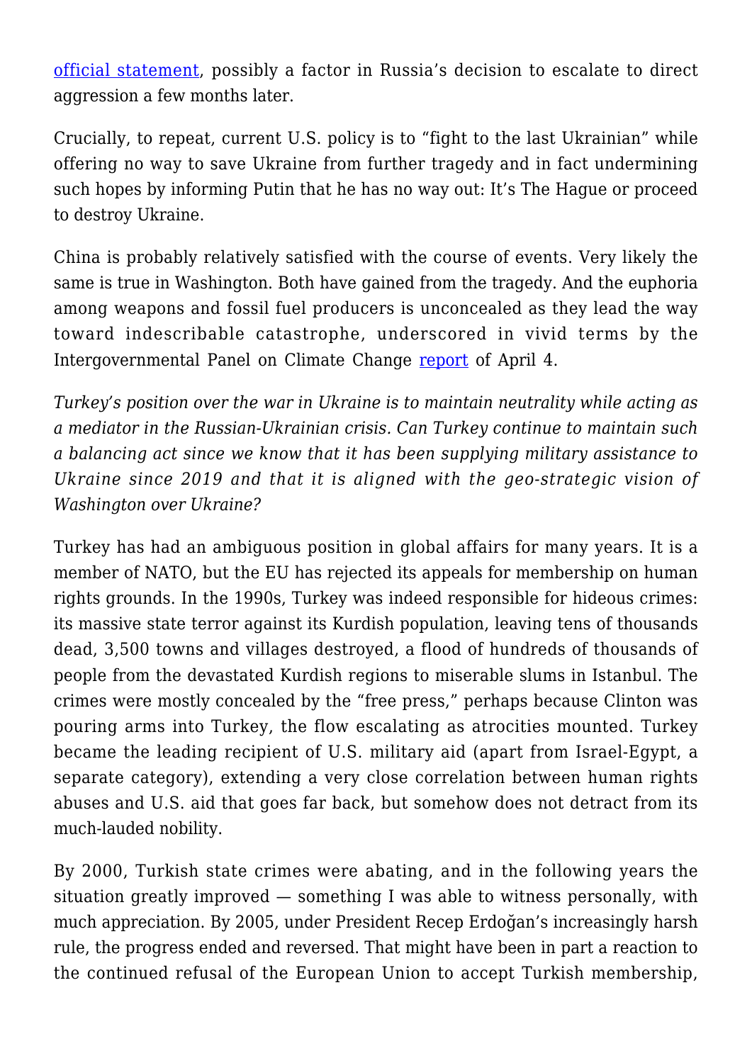[official statement](), possibly a factor in Russia's decision to escalate to direct aggression a few months later.

Crucially, to repeat, current U.S. policy is to "fight to the last Ukrainian" while offering no way to save Ukraine from further tragedy and in fact undermining such hopes by informing Putin that he has no way out: It's The Hague or proceed to destroy Ukraine.

China is probably relatively satisfied with the course of events. Very likely the same is true in Washington. Both have gained from the tragedy. And the euphoria among weapons and fossil fuel producers is unconcealed as they lead the way toward indescribable catastrophe, underscored in vivid terms by the Intergovernmental Panel on Climate Change [report]() of April 4.

*Turkey's position over the war in Ukraine is to maintain neutrality while acting as a mediator in the Russian-Ukrainian crisis. Can Turkey continue to maintain such a balancing act since we know that it has been supplying military assistance to Ukraine since 2019 and that it is aligned with the geo-strategic vision of Washington over Ukraine?*

Turkey has had an ambiguous position in global affairs for many years. It is a member of NATO, but the EU has rejected its appeals for membership on human rights grounds. In the 1990s, Turkey was indeed responsible for hideous crimes: its massive state terror against its Kurdish population, leaving tens of thousands dead, 3,500 towns and villages destroyed, a flood of hundreds of thousands of people from the devastated Kurdish regions to miserable slums in Istanbul. The crimes were mostly concealed by the "free press," perhaps because Clinton was pouring arms into Turkey, the flow escalating as atrocities mounted. Turkey became the leading recipient of U.S. military aid (apart from Israel-Egypt, a separate category), extending a very close correlation between human rights abuses and U.S. aid that goes far back, but somehow does not detract from its much-lauded nobility.

By 2000, Turkish state crimes were abating, and in the following years the situation greatly improved — something I was able to witness personally, with much appreciation. By 2005, under President Recep Erdoğan's increasingly harsh rule, the progress ended and reversed. That might have been in part a reaction to the continued refusal of the European Union to accept Turkish membership,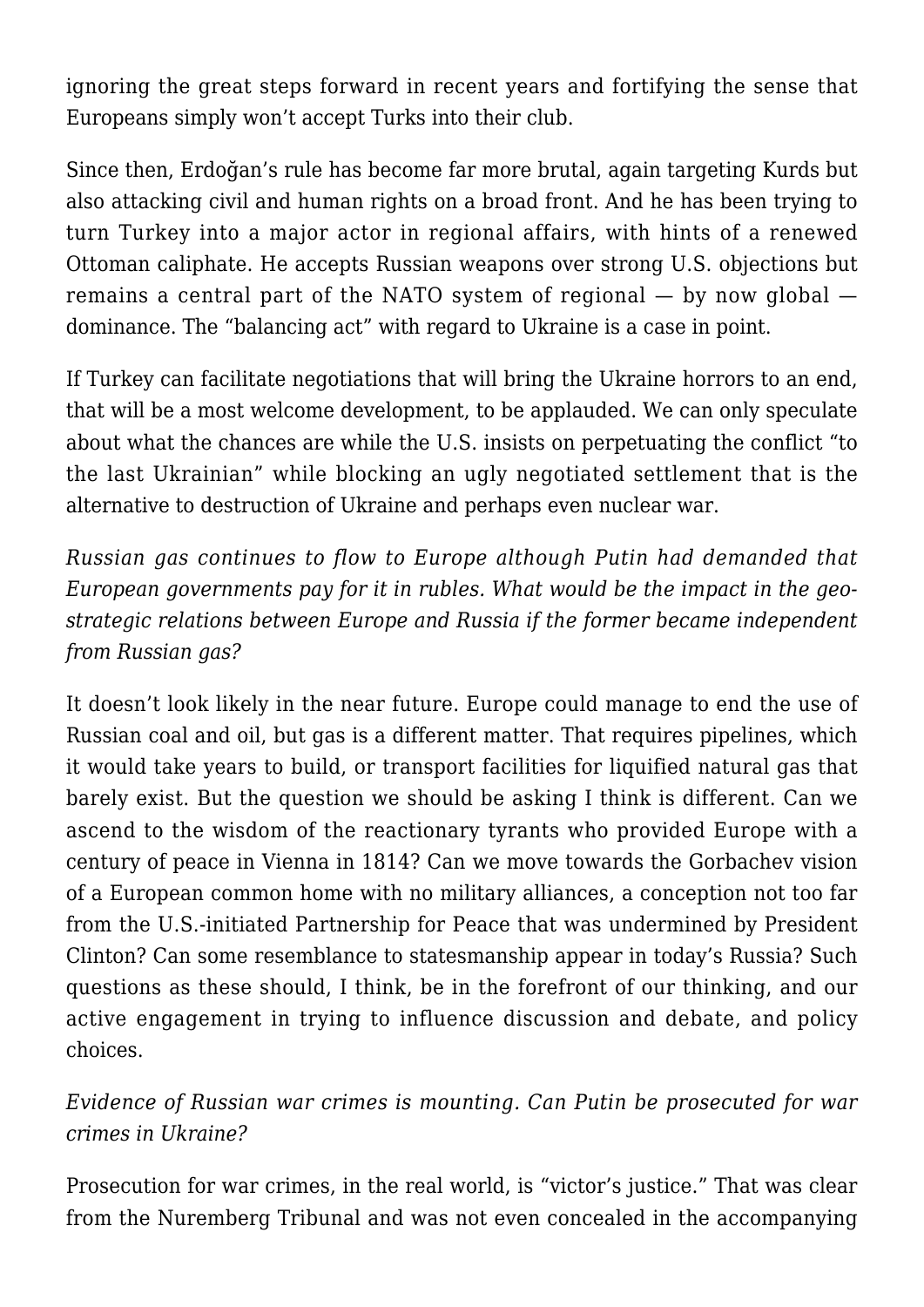ignoring the great steps forward in recent years and fortifying the sense that Europeans simply won't accept Turks into their club.

Since then, Erdoğan's rule has become far more brutal, again targeting Kurds but also attacking civil and human rights on a broad front. And he has been trying to turn Turkey into a major actor in regional affairs, with hints of a renewed Ottoman caliphate. He accepts Russian weapons over strong U.S. objections but remains a central part of the NATO system of regional — by now global — dominance. The "balancing act" with regard to Ukraine is a case in point.

If Turkey can facilitate negotiations that will bring the Ukraine horrors to an end, that will be a most welcome development, to be applauded. We can only speculate about what the chances are while the U.S. insists on perpetuating the conflict "to the last Ukrainian" while blocking an ugly negotiated settlement that is the alternative to destruction of Ukraine and perhaps even nuclear war.

*Russian gas continues to flow to Europe although Putin had demanded that European governments pay for it in rubles. What would be the impact in the geo-strategic relations between Europe and Russia if the former became independent from Russian gas?*

It doesn't look likely in the near future. Europe could manage to end the use of Russian coal and oil, but gas is a different matter. That requires pipelines, which it would take years to build, or transport facilities for liquified natural gas that barely exist. But the question we should be asking I think is different. Can we ascend to the wisdom of the reactionary tyrants who provided Europe with a century of peace in Vienna in 1814? Can we move towards the Gorbachev vision of a European common home with no military alliances, a conception not too far from the U.S.-initiated Partnership for Peace that was undermined by President Clinton? Can some resemblance to statesmanship appear in today's Russia? Such questions as these should, I think, be in the forefront of our thinking, and our active engagement in trying to influence discussion and debate, and policy choices.

*Evidence of Russian war crimes is mounting. Can Putin be prosecuted for war crimes in Ukraine?*

Prosecution for war crimes, in the real world, is "victor's justice." That was clear from the Nuremberg Tribunal and was not even concealed in the accompanying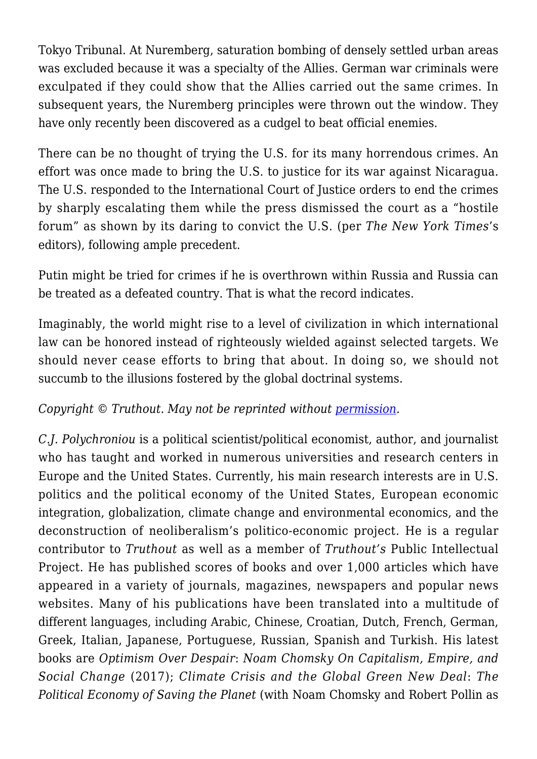Tokyo Tribunal. At Nuremberg, saturation bombing of densely settled urban areas was excluded because it was a specialty of the Allies. German war criminals were exculpated if they could show that the Allies carried out the same crimes. In subsequent years, the Nuremberg principles were thrown out the window. They have only recently been discovered as a cudgel to beat official enemies.

There can be no thought of trying the U.S. for its many horrendous crimes. An effort was once made to bring the U.S. to justice for its war against Nicaragua. The U.S. responded to the International Court of Justice orders to end the crimes by sharply escalating them while the press dismissed the court as a "hostile forum" as shown by its daring to convict the U.S. (per *The New York Times*'s editors), following ample precedent.

Putin might be tried for crimes if he is overthrown within Russia and Russia can be treated as a defeated country. That is what the record indicates.

Imaginably, the world might rise to a level of civilization in which international law can be honored instead of righteously wielded against selected targets. We should never cease efforts to bring that about. In doing so, we should not succumb to the illusions fostered by the global doctrinal systems.

*Copyright © Truthout. May not be reprinted without [permission](permission).*

*C.J. Polychroniou* is a political scientist/political economist, author, and journalist who has taught and worked in numerous universities and research centers in Europe and the United States. Currently, his main research interests are in U.S. politics and the political economy of the United States, European economic integration, globalization, climate change and environmental economics, and the deconstruction of neoliberalism's politico-economic project. He is a regular contributor to *Truthout* as well as a member of *Truthout's* Public Intellectual Project. He has published scores of books and over 1,000 articles which have appeared in a variety of journals, magazines, newspapers and popular news websites. Many of his publications have been translated into a multitude of different languages, including Arabic, Chinese, Croatian, Dutch, French, German, Greek, Italian, Japanese, Portuguese, Russian, Spanish and Turkish. His latest books are *Optimism Over Despair*: *Noam Chomsky On Capitalism, Empire, and Social Change* (2017); *Climate Crisis and the Global Green New Deal*: *The Political Economy of Saving the Planet* (with Noam Chomsky and Robert Pollin as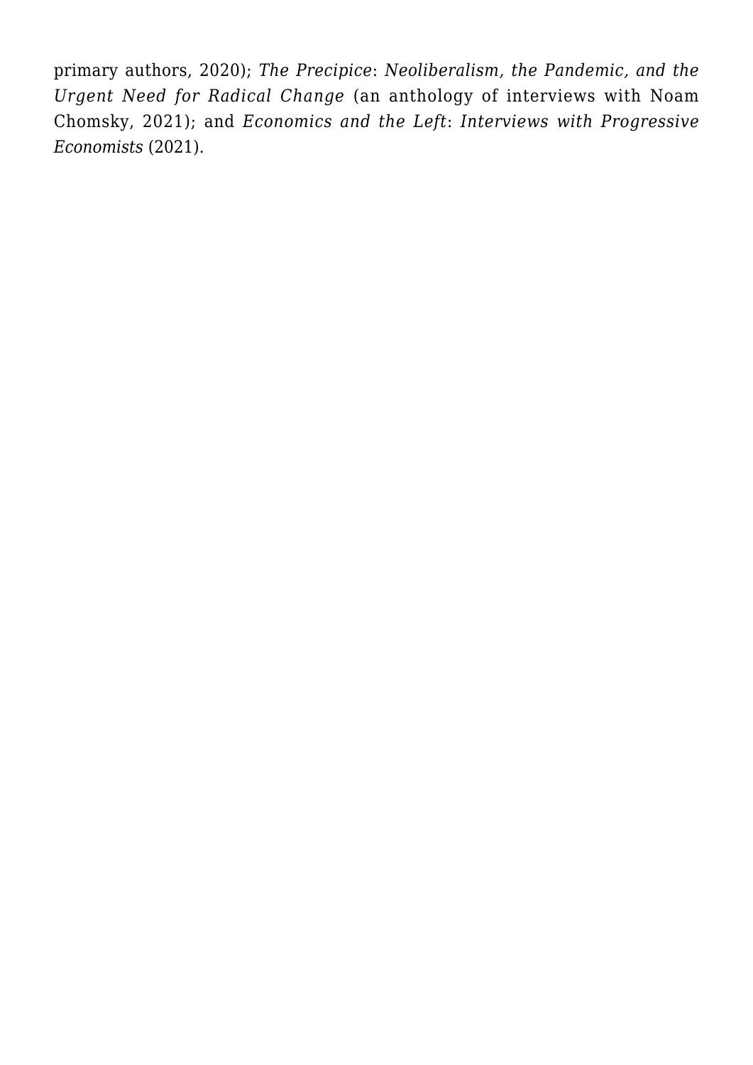primary authors, 2020); *The Precipice*: *Neoliberalism, the Pandemic, and the Urgent Need for Radical Change* (an anthology of interviews with Noam Chomsky, 2021); and *Economics and the Left*: *Interviews with Progressive Economists* (2021).